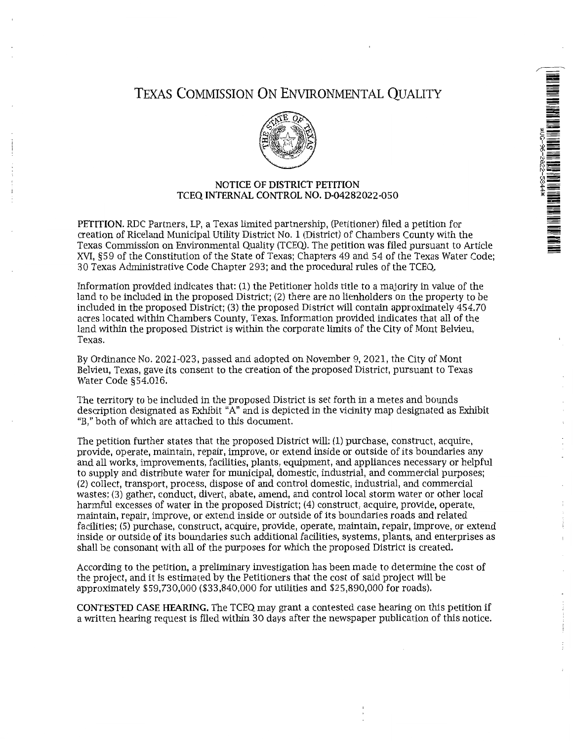# TEXAS COMMISSION ON ENVIRONMENTAL QUALITY

**NOTICE OF DISTRICT PETITION**
**TCEQ INTERNAL CONTROL NO. D-04282022-050**

**PETITION.** RDC Partners, LP, a Texas limited partnership, (Petitioner) filed a petition for creation of Riceland Municipal Utility District No. 1 (District) of Chambers County with the Texas Commission on Environmental Quality (TCEQ). The petition was filed pursuant to Article XVI, §59 of the Constitution of the State of Texas; Chapters 49 and 54 of the Texas Water Code; 30 Texas Administrative Code Chapter 293; and the procedural rules of the TCEQ.

Information provided indicates that: (1) the Petitioner holds title to a majority in value of the land to be included in the proposed District; (2) there are no lienholders on the property to be included in the proposed District; (3) the proposed District will contain approximately 454.70 acres located within Chambers County, Texas. Information provided indicates that all of the land within the proposed District is within the corporate limits of the City of Mont Belvieu, Texas.

By Ordinance No. 2021-023, passed and adopted on November 9, 2021, the City of Mont Belvieu, Texas, gave its consent to the creation of the proposed District, pursuant to Texas Water Code §54.016.

The territory to be included in the proposed District is set forth in a metes and bounds description designated as Exhibit "A" and is depicted in the vicinity map designated as Exhibit "B," both of which are attached to this document.

The petition further states that the proposed District will: (1) purchase, construct, acquire, provide, operate, maintain, repair, improve, or extend inside or outside of its boundaries any and all works, improvements, facilities, plants, equipment, and appliances necessary or helpful to supply and distribute water for municipal, domestic, industrial, and commercial purposes; (2) collect, transport, process, dispose of and control domestic, industrial, and commercial wastes; (3) gather, conduct, divert, abate, amend, and control local storm water or other local harmful excesses of water in the proposed District; (4) construct, acquire, provide, operate, maintain, repair, improve, or extend inside or outside of its boundaries roads and related facilities; (5) purchase, construct, acquire, provide, operate, maintain, repair, improve, or extend inside or outside of its boundaries such additional facilities, systems, plants, and enterprises as shall be consonant with all of the purposes for which the proposed District is created.

According to the petition, a preliminary investigation has been made to determine the cost of the project, and it is estimated by the Petitioners that the cost of said project will be approximately $59,730,000 ($33,840,000 for utilities and $25,890,000 for roads).

**CONTESTED CASE HEARING.** The TCEQ may grant a contested case hearing on this petition if a written hearing request is filed within 30 days after the newspaper publication of this notice.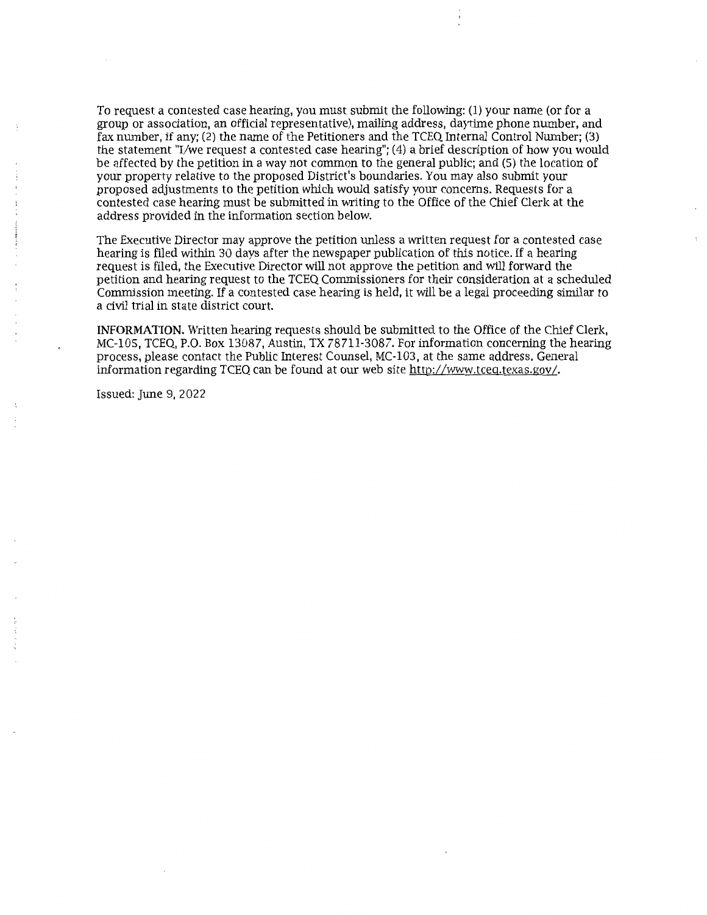To request a contested case hearing, you must submit the following: (1) your name (or for a group or association, an official representative), mailing address, daytime phone number, and fax number, if any; (2) the name of the Petitioners and the TCEQ Internal Control Number; (3) the statement "I/we request a contested case hearing"; (4) a brief description of how you would be affected by the petition in a way not common to the general public; and (5) the location of your property relative to the proposed District's boundaries. You may also submit your proposed adjustments to the petition which would satisfy your concerns. Requests for a contested case hearing must be submitted in writing to the Office of the Chief Clerk at the address provided in the information section below.

The Executive Director may approve the petition unless a written request for a contested case hearing is filed within 30 days after the newspaper publication of this notice. If a hearing request is filed, the Executive Director will not approve the petition and will forward the petition and hearing request to the TCEQ Commissioners for their consideration at a scheduled Commission meeting. If a contested case hearing is held, it will be a legal proceeding similar to a civil trial in state district court.

**INFORMATION.** Written hearing requests should be submitted to the Office of the Chief Clerk, MC-105, TCEQ, P.O. Box 13087, Austin, TX 78711-3087. For information concerning the hearing process, please contact the Public Interest Counsel, MC-103, at the same address. General information regarding TCEQ can be found at our web site http://www.tceq.texas.gov/.

Issued: June 9, 2022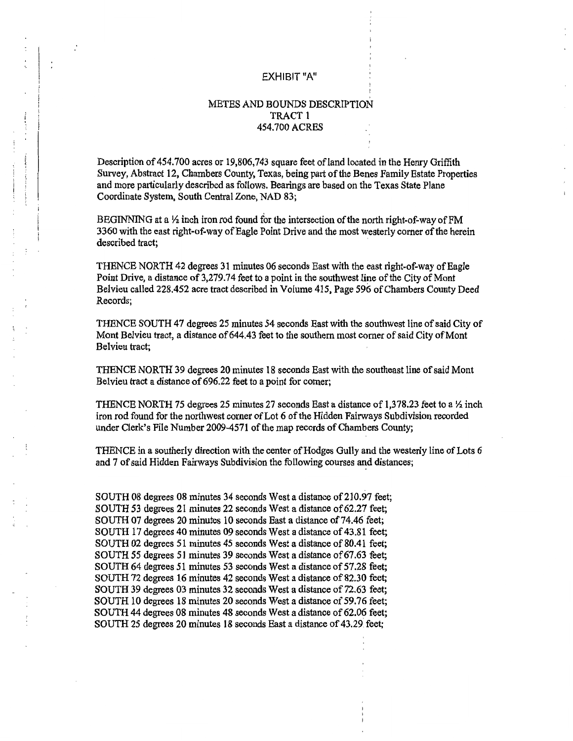EXHIBIT "A"

METES AND BOUNDS DESCRIPTION
TRACT 1
454.700 ACRES

Description of 454.700 acres or 19,806,743 square feet of land located in the Henry Griffith Survey, Abstract 12, Chambers County, Texas, being part of the Benes Family Estate Properties and more particularly described as follows. Bearings are based on the Texas State Plane Coordinate System, South Central Zone, NAD 83;

BEGINNING at a ½ inch iron rod found for the intersection of the north right-of-way of FM 3360 with the east right-of-way of Eagle Point Drive and the most westerly corner of the herein described tract;

THENCE NORTH 42 degrees 31 minutes 06 seconds East with the east right-of-way of Eagle Point Drive, a distance of 3,279.74 feet to a point in the southwest line of the City of Mont Belvieu called 228.452 acre tract described in Volume 415, Page 596 of Chambers County Deed Records;

THENCE SOUTH 47 degrees 25 minutes 54 seconds East with the southwest line of said City of Mont Belvieu tract, a distance of 644.43 feet to the southern most corner of said City of Mont Belvieu tract;

THENCE NORTH 39 degrees 20 minutes 18 seconds East with the southeast line of said Mont Belvieu tract a distance of 696.22 feet to a point for corner;

THENCE NORTH 75 degrees 25 minutes 27 seconds East a distance of 1,378.23 feet to a ½ inch iron rod found for the northwest corner of Lot 6 of the Hidden Fairways Subdivision recorded under Clerk's File Number 2009-4571 of the map records of Chambers County;

THENCE in a southerly direction with the center of Hodges Gully and the westerly line of Lots 6 and 7 of said Hidden Fairways Subdivision the following courses and distances;

SOUTH 08 degrees 08 minutes 34 seconds West a distance of 210.97 feet;
SOUTH 53 degrees 21 minutes 22 seconds West a distance of 62.27 feet;
SOUTH 07 degrees 20 minutes 10 seconds East a distance of 74.46 feet;
SOUTH 17 degrees 40 minutes 09 seconds West a distance of 43.81 feet;
SOUTH 02 degrees 51 minutes 45 seconds West a distance of 80.41 feet;
SOUTH 55 degrees 51 minutes 39 seconds West a distance of 67.63 feet;
SOUTH 64 degrees 51 minutes 53 seconds West a distance of 57.28 feet;
SOUTH 72 degrees 16 minutes 42 seconds West a distance of 82.30 feet;
SOUTH 39 degrees 03 minutes 32 seconds West a distance of 72.63 feet;
SOUTH 10 degrees 18 minutes 20 seconds West a distance of 59.76 feet;
SOUTH 44 degrees 08 minutes 48 seconds West a distance of 62.06 feet;
SOUTH 25 degrees 20 minutes 18 seconds East a distance of 43.29 feet;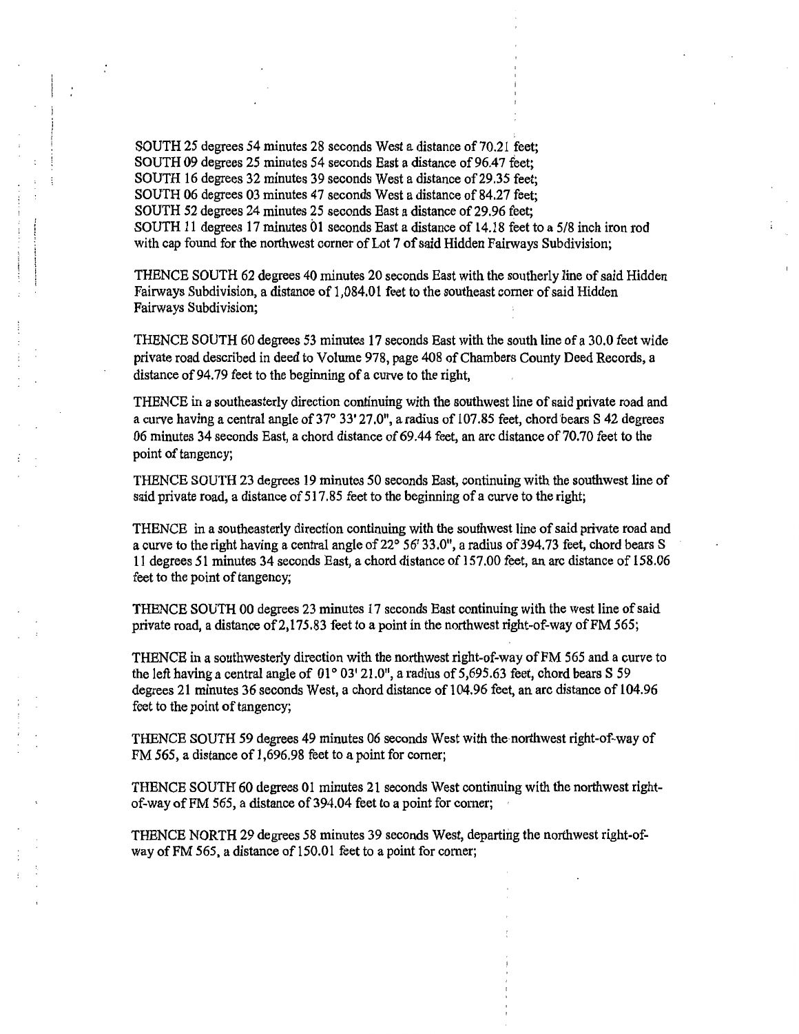SOUTH 25 degrees 54 minutes 28 seconds West a distance of 70.21 feet;
SOUTH 09 degrees 25 minutes 54 seconds East a distance of 96.47 feet;
SOUTH 16 degrees 32 minutes 39 seconds West a distance of 29.35 feet;
SOUTH 06 degrees 03 minutes 47 seconds West a distance of 84.27 feet;
SOUTH 52 degrees 24 minutes 25 seconds East a distance of 29.96 feet;
SOUTH 11 degrees 17 minutes 01 seconds East a distance of 14.18 feet to a 5/8 inch iron rod with cap found for the northwest corner of Lot 7 of said Hidden Fairways Subdivision;

THENCE SOUTH 62 degrees 40 minutes 20 seconds East with the southerly line of said Hidden Fairways Subdivision, a distance of 1,084.01 feet to the southeast corner of said Hidden Fairways Subdivision;

THENCE SOUTH 60 degrees 53 minutes 17 seconds East with the south line of a 30.0 feet wide private road described in deed to Volume 978, page 408 of Chambers County Deed Records, a distance of 94.79 feet to the beginning of a curve to the right,

THENCE in a southeasterly direction continuing with the southwest line of said private road and a curve having a central angle of 37° 33' 27.0", a radius of 107.85 feet, chord bears S 42 degrees 06 minutes 34 seconds East, a chord distance of 69.44 feet, an arc distance of 70.70 feet to the point of tangency;

THENCE SOUTH 23 degrees 19 minutes 50 seconds East, continuing with the southwest line of said private road, a distance of 517.85 feet to the beginning of a curve to the right;

THENCE in a southeasterly direction continuing with the southwest line of said private road and a curve to the right having a central angle of 22° 56' 33.0", a radius of 394.73 feet, chord bears S 11 degrees 51 minutes 34 seconds East, a chord distance of 157.00 feet, an arc distance of 158.06 feet to the point of tangency;

THENCE SOUTH 00 degrees 23 minutes 17 seconds East continuing with the west line of said private road, a distance of 2,175.83 feet to a point in the northwest right-of-way of FM 565;

THENCE in a southwesterly direction with the northwest right-of-way of FM 565 and a curve to the left having a central angle of 01° 03' 21.0", a radius of 5,695.63 feet, chord bears S 59 degrees 21 minutes 36 seconds West, a chord distance of 104.96 feet, an arc distance of 104.96 feet to the point of tangency;

THENCE SOUTH 59 degrees 49 minutes 06 seconds West with the northwest right-of-way of FM 565, a distance of 1,696.98 feet to a point for corner;

THENCE SOUTH 60 degrees 01 minutes 21 seconds West continuing with the northwest right-of-way of FM 565, a distance of 394.04 feet to a point for corner;

THENCE NORTH 29 degrees 58 minutes 39 seconds West, departing the northwest right-of-way of FM 565, a distance of 150.01 feet to a point for corner;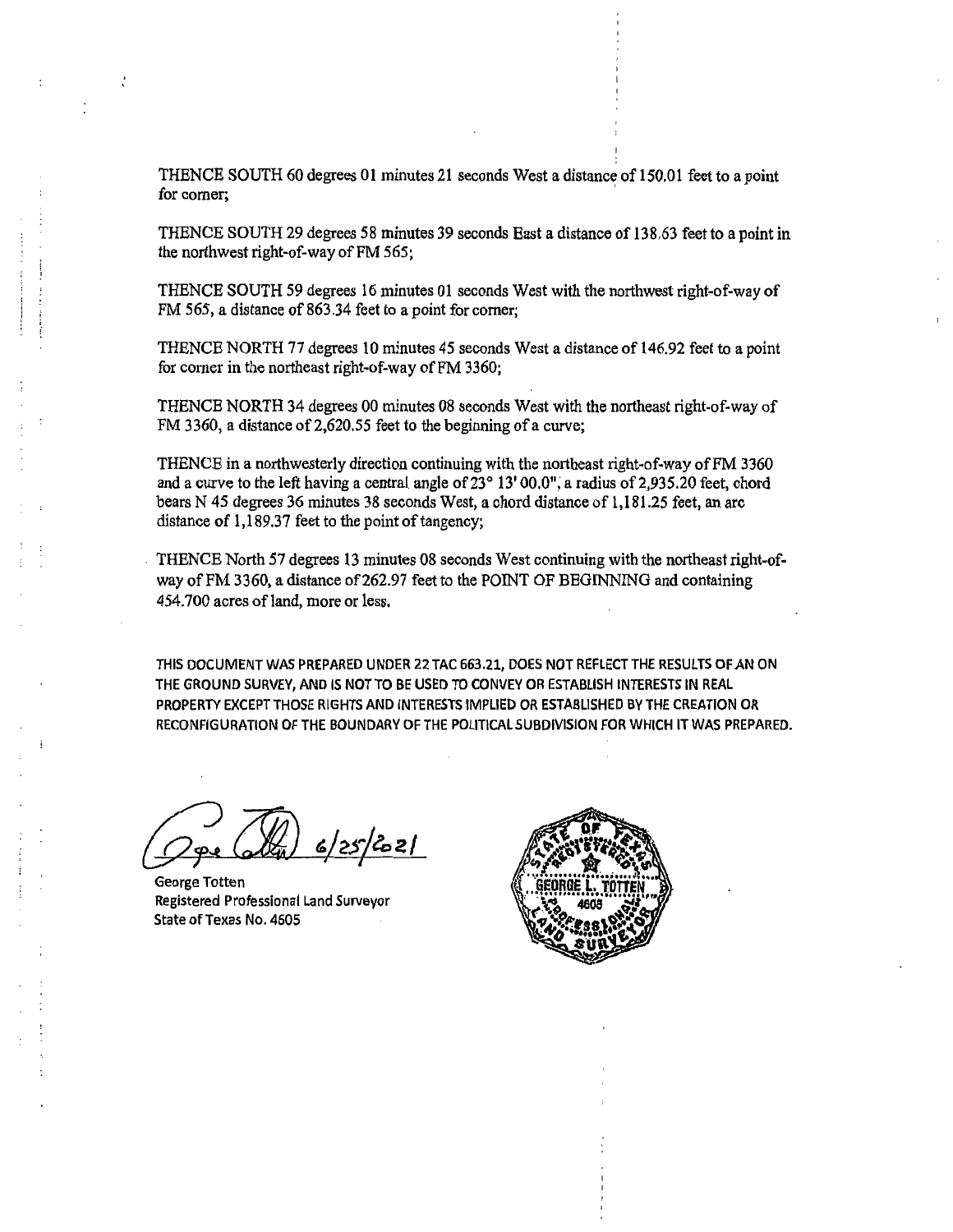THENCE SOUTH 60 degrees 01 minutes 21 seconds West a distance of 150.01 feet to a point for corner;

THENCE SOUTH 29 degrees 58 minutes 39 seconds East a distance of 138.63 feet to a point in the northwest right-of-way of FM 565;

THENCE SOUTH 59 degrees 16 minutes 01 seconds West with the northwest right-of-way of FM 565, a distance of 863.34 feet to a point for corner;

THENCE NORTH 77 degrees 10 minutes 45 seconds West a distance of 146.92 feet to a point for corner in the northeast right-of-way of FM 3360;

THENCE NORTH 34 degrees 00 minutes 08 seconds West with the northeast right-of-way of FM 3360, a distance of 2,620.55 feet to the beginning of a curve;

THENCE in a northwesterly direction continuing with the northeast right-of-way of FM 3360 and a curve to the left having a central angle of 23° 13' 00.0", a radius of 2,935.20 feet, chord bears N 45 degrees 36 minutes 38 seconds West, a chord distance of 1,181.25 feet, an arc distance of 1,189.37 feet to the point of tangency;

THENCE North 57 degrees 13 minutes 08 seconds West continuing with the northeast right-of-way of FM 3360, a distance of 262.97 feet to the POINT OF BEGINNING and containing 454.700 acres of land, more or less.

THIS DOCUMENT WAS PREPARED UNDER 22 TAC 663.21, DOES NOT REFLECT THE RESULTS OF AN ON THE GROUND SURVEY, AND IS NOT TO BE USED TO CONVEY OR ESTABLISH INTERESTS IN REAL PROPERTY EXCEPT THOSE RIGHTS AND INTERESTS IMPLIED OR ESTABLISHED BY THE CREATION OR RECONFIGURATION OF THE BOUNDARY OF THE POLITICAL SUBDIVISION FOR WHICH IT WAS PREPARED.

6/25/2021

George Totten
Registered Professional Land Surveyor
State of Texas No. 4605

STATE OF TEXAS REGISTERED GEORGE L. TOTTEN 4605 PROFESSIONAL LAND SURVEYOR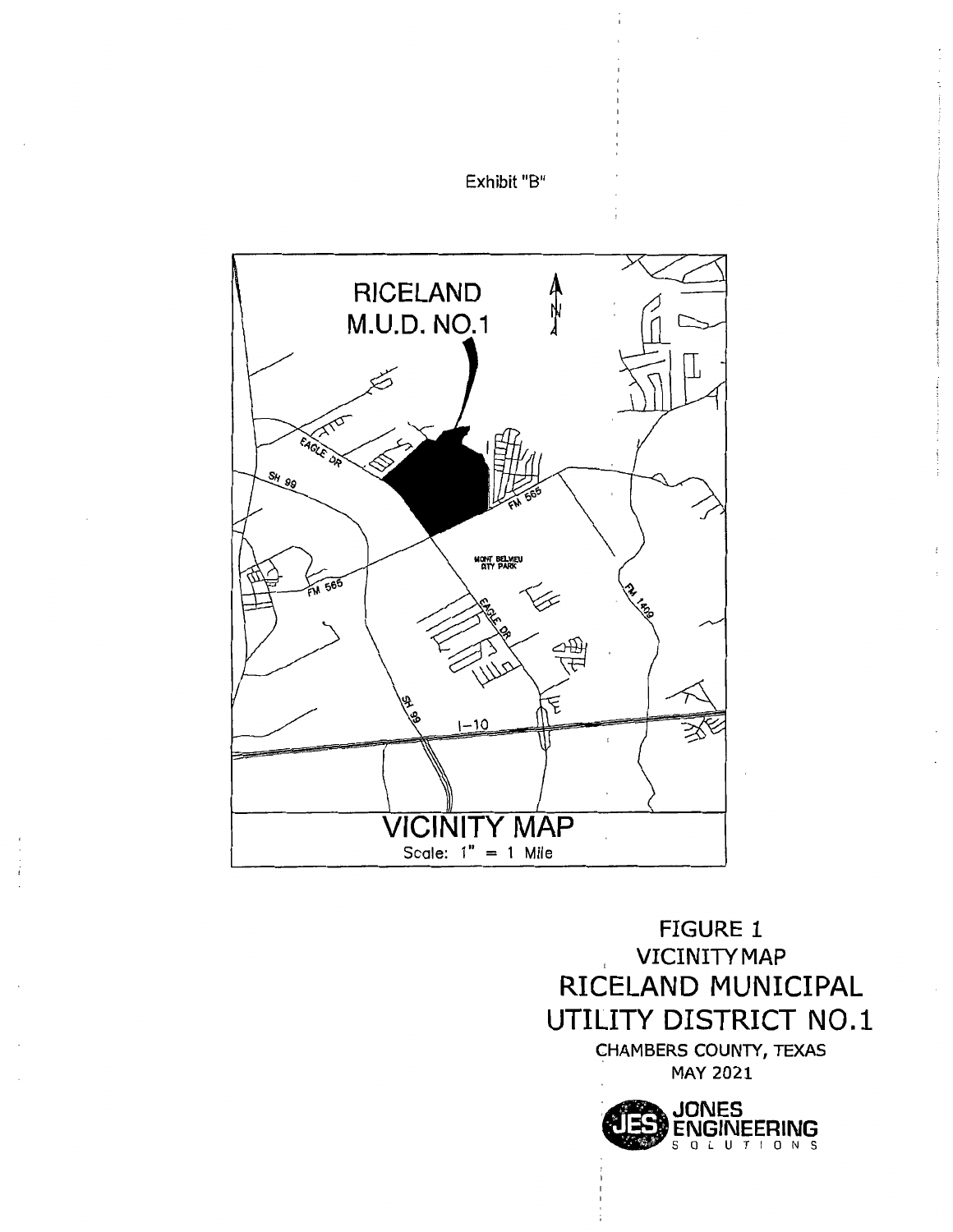Exhibit "B"

RICELAND M.U.D. NO.1

VICINITY MAP

Scale: 1" = 1 Mile

FIGURE 1

VICINITY MAP

RICELAND MUNICIPAL UTILITY DISTRICT NO.1

CHAMBERS COUNTY, TEXAS

MAY 2021

JONES ENGINEERING SOLUTIONS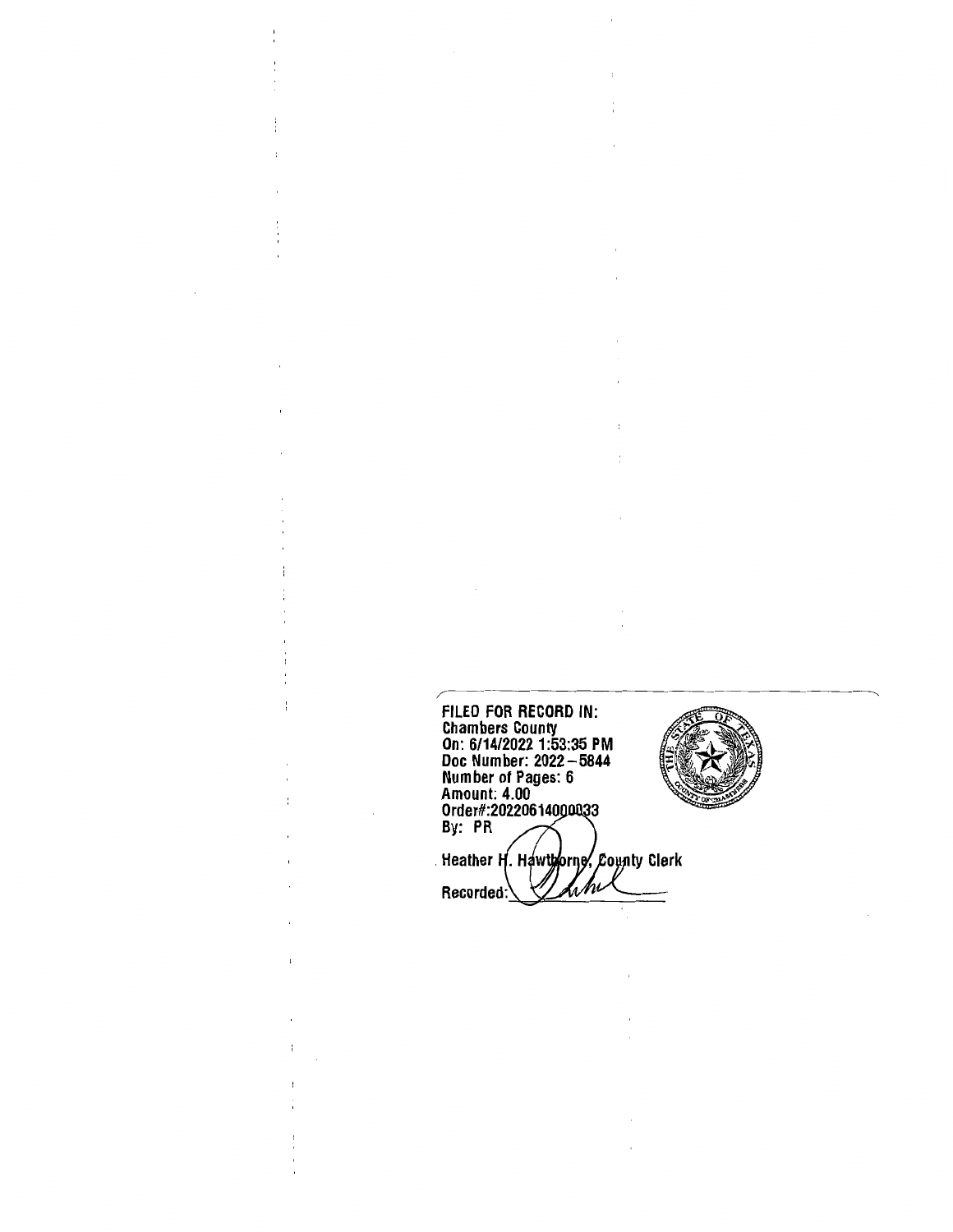FILED FOR RECORD IN:
Chambers County
On: 6/14/2022 1:53:35 PM
Doc Number: 2022 – 5844
Number of Pages: 6
Amount: 4.00
Order#:20220614000033
By: PR

Heather H. Hawthorne, County Clerk

Recorded: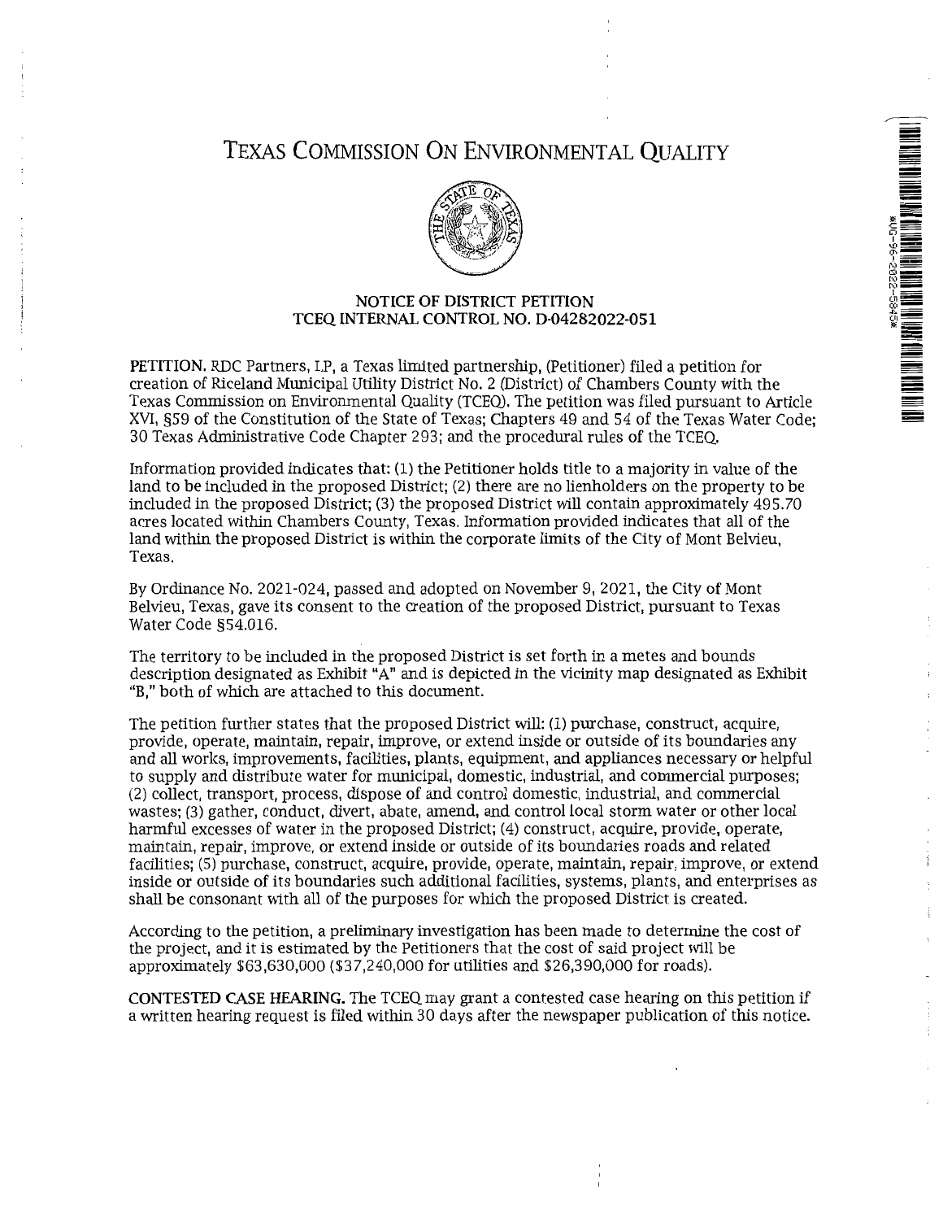# TEXAS COMMISSION ON ENVIRONMENTAL QUALITY

**NOTICE OF DISTRICT PETITION**
**TCEQ INTERNAL CONTROL NO. D-04282022-051**

**PETITION.** RDC Partners, LP, a Texas limited partnership, (Petitioner) filed a petition for creation of Riceland Municipal Utility District No. 2 (District) of Chambers County with the Texas Commission on Environmental Quality (TCEQ). The petition was filed pursuant to Article XVI, §59 of the Constitution of the State of Texas; Chapters 49 and 54 of the Texas Water Code; 30 Texas Administrative Code Chapter 293; and the procedural rules of the TCEQ.

Information provided indicates that: (1) the Petitioner holds title to a majority in value of the land to be included in the proposed District; (2) there are no lienholders on the property to be included in the proposed District; (3) the proposed District will contain approximately 495.70 acres located within Chambers County, Texas. Information provided indicates that all of the land within the proposed District is within the corporate limits of the City of Mont Belvieu, Texas.

By Ordinance No. 2021-024, passed and adopted on November 9, 2021, the City of Mont Belvieu, Texas, gave its consent to the creation of the proposed District, pursuant to Texas Water Code §54.016.

The territory to be included in the proposed District is set forth in a metes and bounds description designated as Exhibit "A" and is depicted in the vicinity map designated as Exhibit "B," both of which are attached to this document.

The petition further states that the proposed District will: (1) purchase, construct, acquire, provide, operate, maintain, repair, improve, or extend inside or outside of its boundaries any and all works, improvements, facilities, plants, equipment, and appliances necessary or helpful to supply and distribute water for municipal, domestic, industrial, and commercial purposes; (2) collect, transport, process, dispose of and control domestic, industrial, and commercial wastes; (3) gather, conduct, divert, abate, amend, and control local storm water or other local harmful excesses of water in the proposed District; (4) construct, acquire, provide, operate, maintain, repair, improve, or extend inside or outside of its boundaries roads and related facilities; (5) purchase, construct, acquire, provide, operate, maintain, repair, improve, or extend inside or outside of its boundaries such additional facilities, systems, plants, and enterprises as shall be consonant with all of the purposes for which the proposed District is created.

According to the petition, a preliminary investigation has been made to determine the cost of the project, and it is estimated by the Petitioners that the cost of said project will be approximately $63,630,000 ($37,240,000 for utilities and $26,390,000 for roads).

**CONTESTED CASE HEARING.** The TCEQ may grant a contested case hearing on this petition if a written hearing request is filed within 30 days after the newspaper publication of this notice.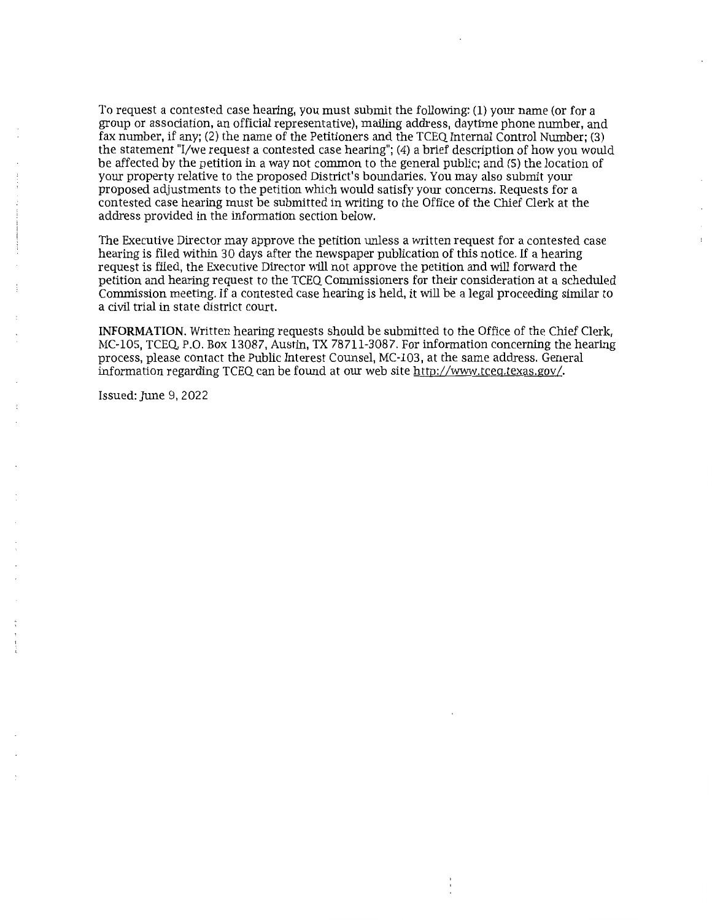To request a contested case hearing, you must submit the following: (1) your name (or for a group or association, an official representative), mailing address, daytime phone number, and fax number, if any; (2) the name of the Petitioners and the TCEQ Internal Control Number; (3) the statement "I/we request a contested case hearing"; (4) a brief description of how you would be affected by the petition in a way not common to the general public; and (5) the location of your property relative to the proposed District's boundaries. You may also submit your proposed adjustments to the petition which would satisfy your concerns. Requests for a contested case hearing must be submitted in writing to the Office of the Chief Clerk at the address provided in the information section below.

The Executive Director may approve the petition unless a written request for a contested case hearing is filed within 30 days after the newspaper publication of this notice. If a hearing request is filed, the Executive Director will not approve the petition and will forward the petition and hearing request to the TCEQ Commissioners for their consideration at a scheduled Commission meeting. If a contested case hearing is held, it will be a legal proceeding similar to a civil trial in state district court.

**INFORMATION.** Written hearing requests should be submitted to the Office of the Chief Clerk, MC-105, TCEQ, P.O. Box 13087, Austin, TX 78711-3087. For information concerning the hearing process, please contact the Public Interest Counsel, MC-103, at the same address. General information regarding TCEQ can be found at our web site http://www.tceq.texas.gov/.

Issued: June 9, 2022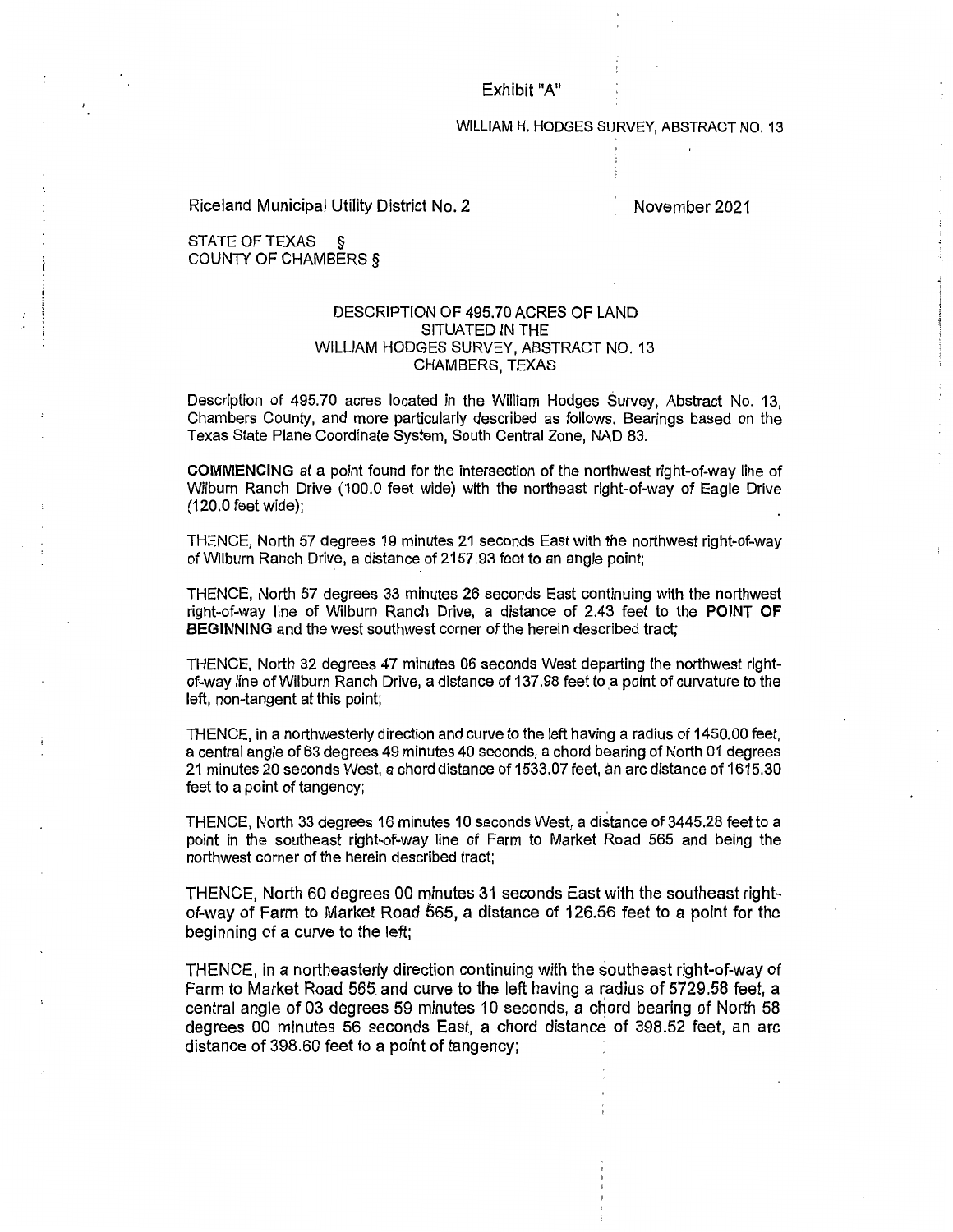Exhibit "A"

WILLIAM H. HODGES SURVEY, ABSTRACT NO. 13

Riceland Municipal Utility District No. 2 November 2021

STATE OF TEXAS §
COUNTY OF CHAMBERS §

DESCRIPTION OF 495.70 ACRES OF LAND
SITUATED IN THE
WILLIAM HODGES SURVEY, ABSTRACT NO. 13
CHAMBERS, TEXAS

Description of 495.70 acres located in the William Hodges Survey, Abstract No. 13, Chambers County, and more particularly described as follows. Bearings based on the Texas State Plane Coordinate System, South Central Zone, NAD 83.

**COMMENCING** at a point found for the intersection of the northwest right-of-way line of Wilburn Ranch Drive (100.0 feet wide) with the northeast right-of-way of Eagle Drive (120.0 feet wide);

THENCE, North 57 degrees 19 minutes 21 seconds East with the northwest right-of-way of Wilburn Ranch Drive, a distance of 2157.93 feet to an angle point;

THENCE, North 57 degrees 33 minutes 26 seconds East continuing with the northwest right-of-way line of Wilburn Ranch Drive, a distance of 2.43 feet to the **POINT OF BEGINNING** and the west southwest corner of the herein described tract;

THENCE, North 32 degrees 47 minutes 06 seconds West departing the northwest right-of-way line of Wilburn Ranch Drive, a distance of 137.98 feet to a point of curvature to the left, non-tangent at this point;

THENCE, in a northwesterly direction and curve to the left having a radius of 1450.00 feet, a central angle of 63 degrees 49 minutes 40 seconds, a chord bearing of North 01 degrees 21 minutes 20 seconds West, a chord distance of 1533.07 feet, an arc distance of 1615.30 feet to a point of tangency;

THENCE, North 33 degrees 16 minutes 10 seconds West, a distance of 3445.28 feet to a point in the southeast right-of-way line of Farm to Market Road 565 and being the northwest corner of the herein described tract;

THENCE, North 60 degrees 00 minutes 31 seconds East with the southeast right-of-way of Farm to Market Road 565, a distance of 126.56 feet to a point for the beginning of a curve to the left;

THENCE, in a northeasterly direction continuing with the southeast right-of-way of Farm to Market Road 565 and curve to the left having a radius of 5729.58 feet, a central angle of 03 degrees 59 minutes 10 seconds, a chord bearing of North 58 degrees 00 minutes 56 seconds East, a chord distance of 398.52 feet, an arc distance of 398.60 feet to a point of tangency;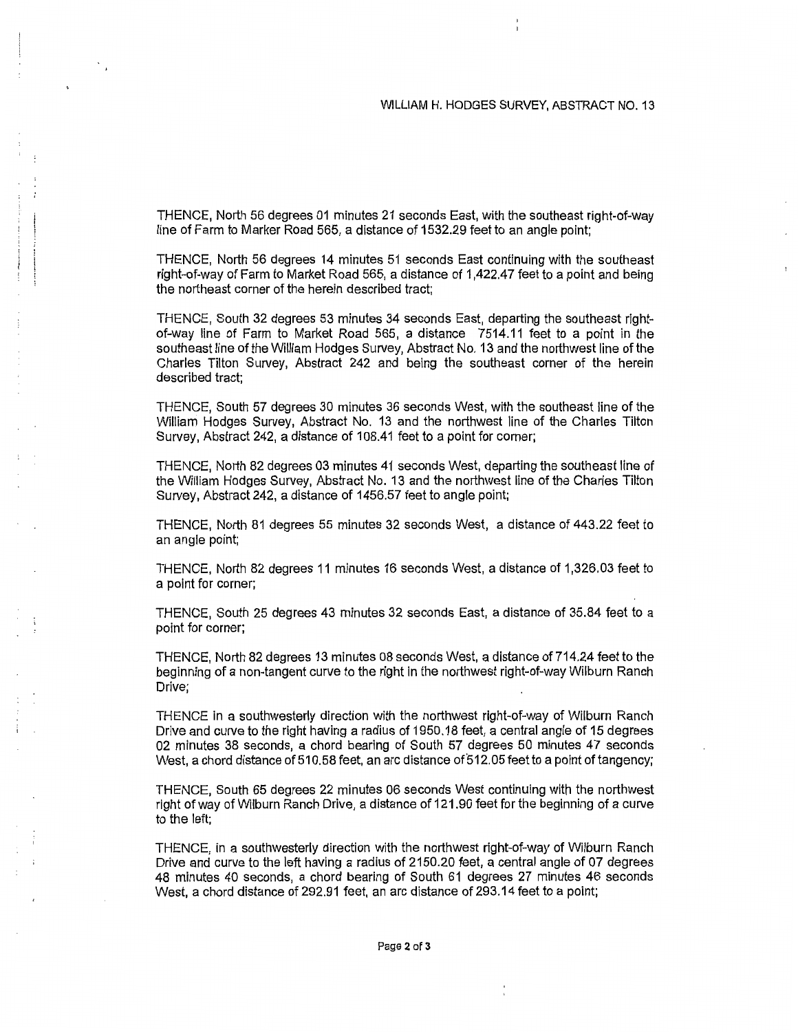THENCE, North 56 degrees 01 minutes 21 seconds East, with the southeast right-of-way line of Farm to Marker Road 565, a distance of 1532.29 feet to an angle point;

THENCE, North 56 degrees 14 minutes 51 seconds East continuing with the southeast right-of-way of Farm to Market Road 565, a distance of 1,422.47 feet to a point and being the northeast corner of the herein described tract;

THENCE, South 32 degrees 53 minutes 34 seconds East, departing the southeast right-of-way line of Farm to Market Road 565, a distance 7514.11 feet to a point in the southeast line of the William Hodges Survey, Abstract No. 13 and the northwest line of the Charles Tilton Survey, Abstract 242 and being the southeast corner of the herein described tract;

THENCE, South 57 degrees 30 minutes 36 seconds West, with the southeast line of the William Hodges Survey, Abstract No. 13 and the northwest line of the Charles Tilton Survey, Abstract 242, a distance of 108.41 feet to a point for corner;

THENCE, North 82 degrees 03 minutes 41 seconds West, departing the southeast line of the William Hodges Survey, Abstract No. 13 and the northwest line of the Charles Tilton Survey, Abstract 242, a distance of 1456.57 feet to angle point;

THENCE, North 81 degrees 55 minutes 32 seconds West, a distance of 443.22 feet to an angle point;

THENCE, North 82 degrees 11 minutes 16 seconds West, a distance of 1,326.03 feet to a point for corner;

THENCE, South 25 degrees 43 minutes 32 seconds East, a distance of 35.84 feet to a point for corner;

THENCE, North 82 degrees 13 minutes 08 seconds West, a distance of 714.24 feet to the beginning of a non-tangent curve to the right in the northwest right-of-way Wilburn Ranch Drive;

THENCE in a southwesterly direction with the northwest right-of-way of Wilburn Ranch Drive and curve to the right having a radius of 1950.18 feet, a central angle of 15 degrees 02 minutes 38 seconds, a chord bearing of South 57 degrees 50 minutes 47 seconds West, a chord distance of 510.58 feet, an arc distance of 512.05 feet to a point of tangency;

THENCE, South 65 degrees 22 minutes 06 seconds West continuing with the northwest right of way of Wilburn Ranch Drive, a distance of 121.90 feet for the beginning of a curve to the left;

THENCE, in a southwesterly direction with the northwest right-of-way of Wilburn Ranch Drive and curve to the left having a radius of 2150.20 feet, a central angle of 07 degrees 48 minutes 40 seconds, a chord bearing of South 61 degrees 27 minutes 46 seconds West, a chord distance of 292.91 feet, an arc distance of 293.14 feet to a point;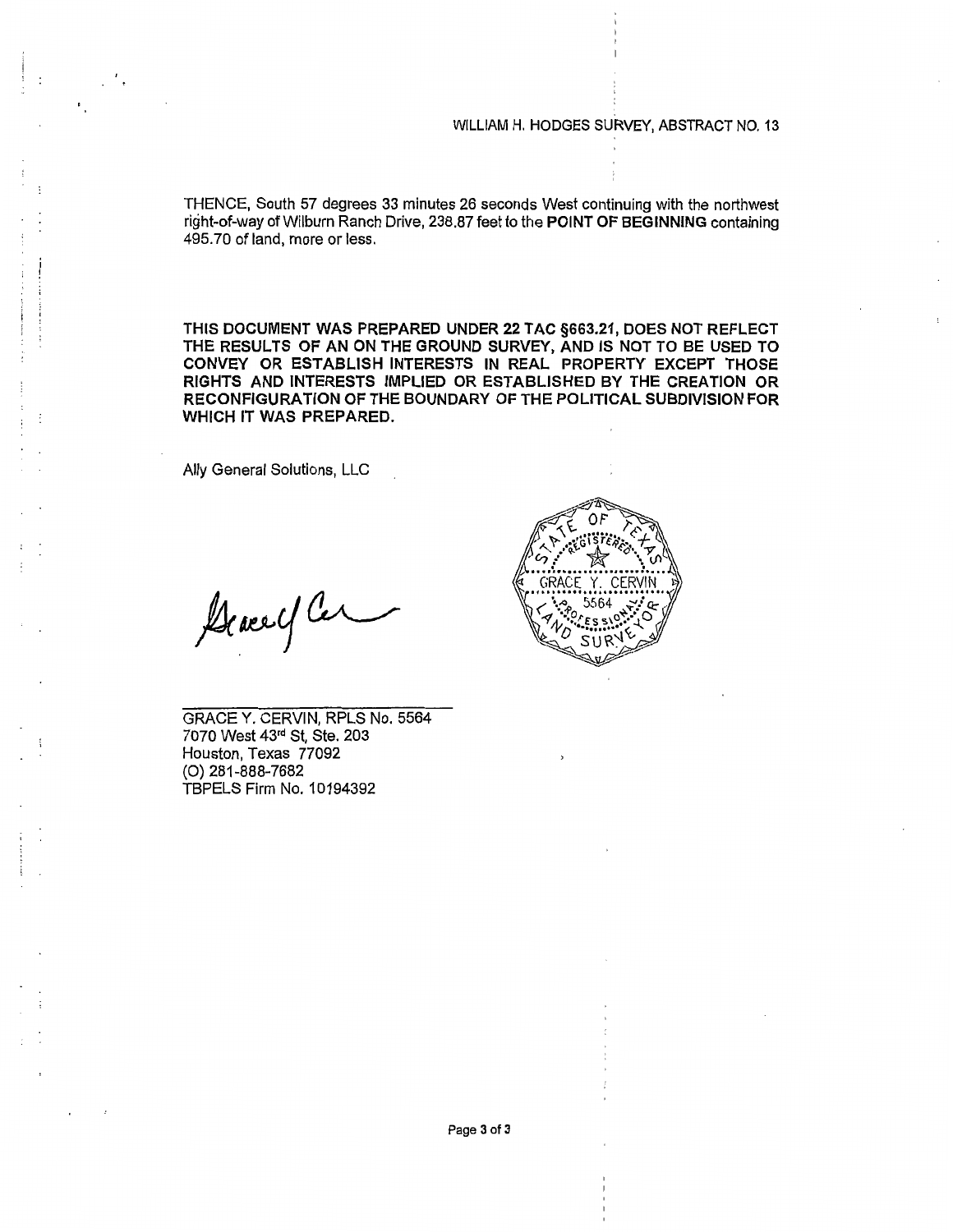WILLIAM H. HODGES SURVEY, ABSTRACT NO. 13

THENCE, South 57 degrees 33 minutes 26 seconds West continuing with the northwest right-of-way of Wilburn Ranch Drive, 238.87 feet to the **POINT OF BEGINNING** containing 495.70 of land, more or less.

**THIS DOCUMENT WAS PREPARED UNDER 22 TAC §663.21, DOES NOT REFLECT THE RESULTS OF AN ON THE GROUND SURVEY, AND IS NOT TO BE USED TO CONVEY OR ESTABLISH INTERESTS IN REAL PROPERTY EXCEPT THOSE RIGHTS AND INTERESTS IMPLIED OR ESTABLISHED BY THE CREATION OR RECONFIGURATION OF THE BOUNDARY OF THE POLITICAL SUBDIVISION FOR WHICH IT WAS PREPARED.**

Ally General Solutions, LLC

STATE OF TEXAS
REGISTERED
GRACE Y. CERVIN
5564
PROFESSIONAL
LAND SURVEYOR

GRACE Y. CERVIN, RPLS No. 5564
7070 West 43rd St, Ste. 203
Houston, Texas 77092
(O) 281-888-7682
TBPELS Firm No. 10194392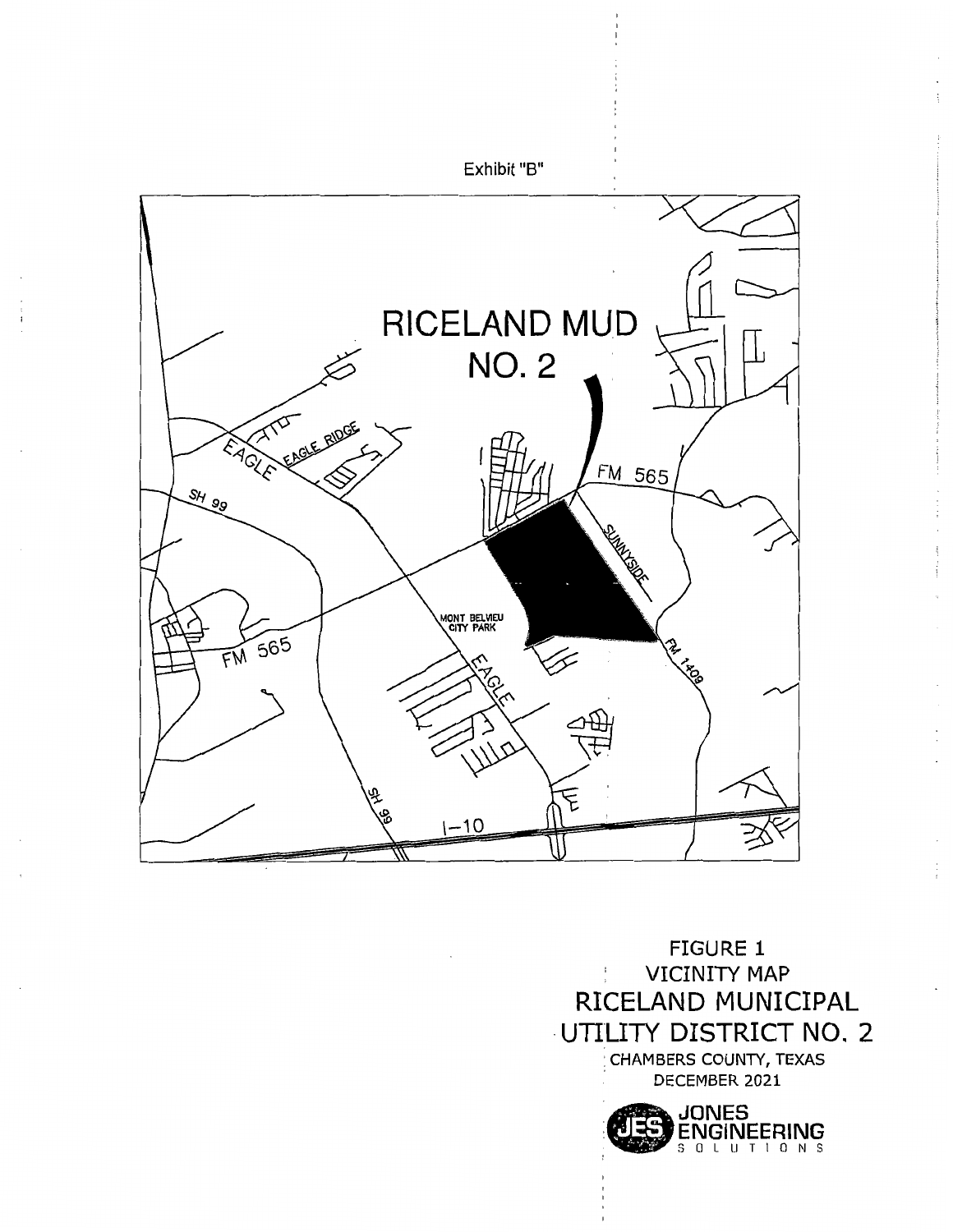Exhibit "B"

RICELAND MUD NO. 2

EAGLE RIDGE

EAGLE

SH 99

FM 565

SUNNYSIDE

MONT BELVIEU CITY PARK

FM 1409

I-10

FIGURE 1
VICINITY MAP
RICELAND MUNICIPAL UTILITY DISTRICT NO. 2
CHAMBERS COUNTY, TEXAS
DECEMBER 2021

JES JONES ENGINEERING SOLUTIONS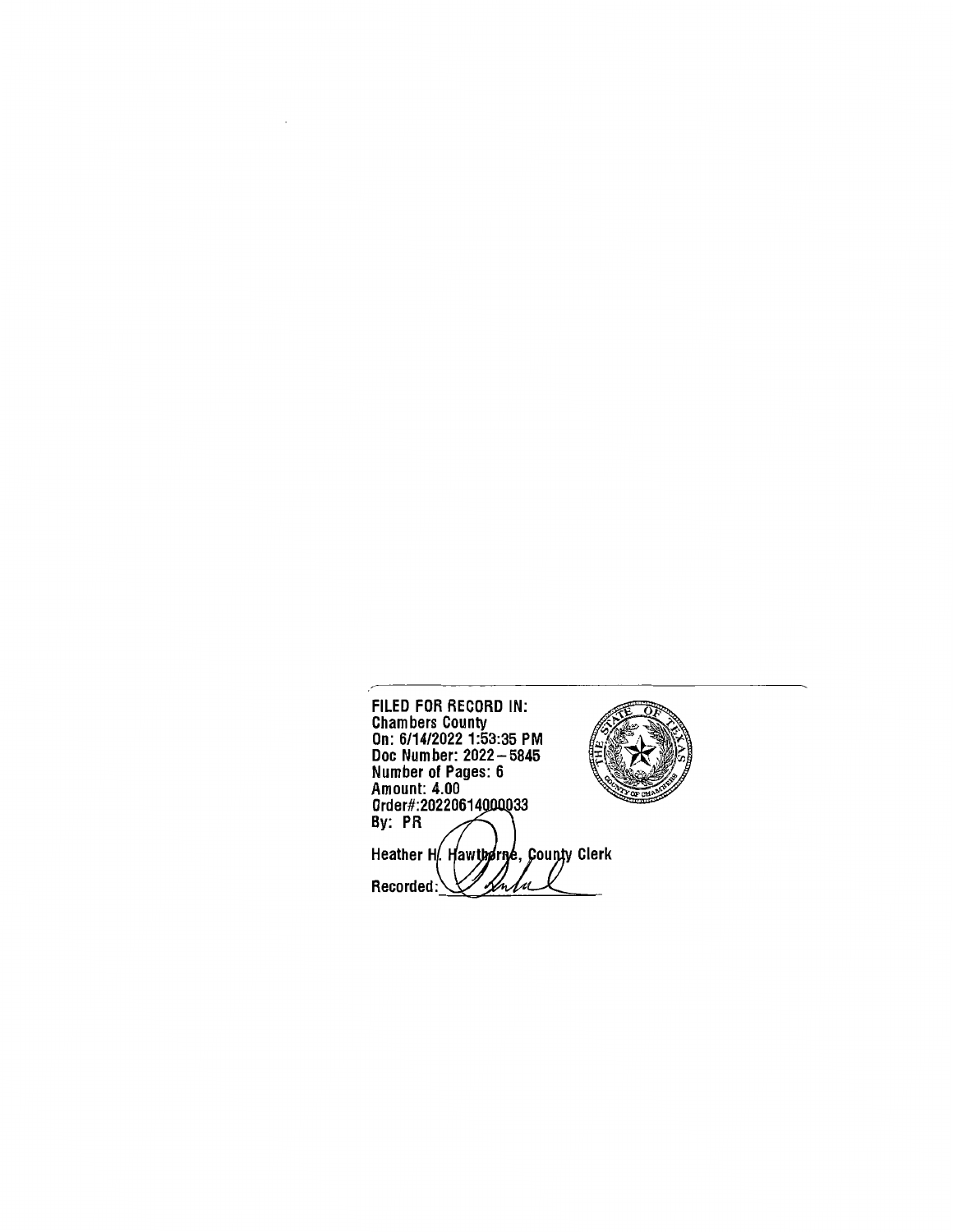FILED FOR RECORD IN:
Chambers County
On: 6/14/2022 1:53:35 PM
Doc Number: 2022 – 5845
Number of Pages: 6
Amount: 4.00
Order#:20220614000033
By: PR

Heather H. Hawthorne, County Clerk

Recorded: ____________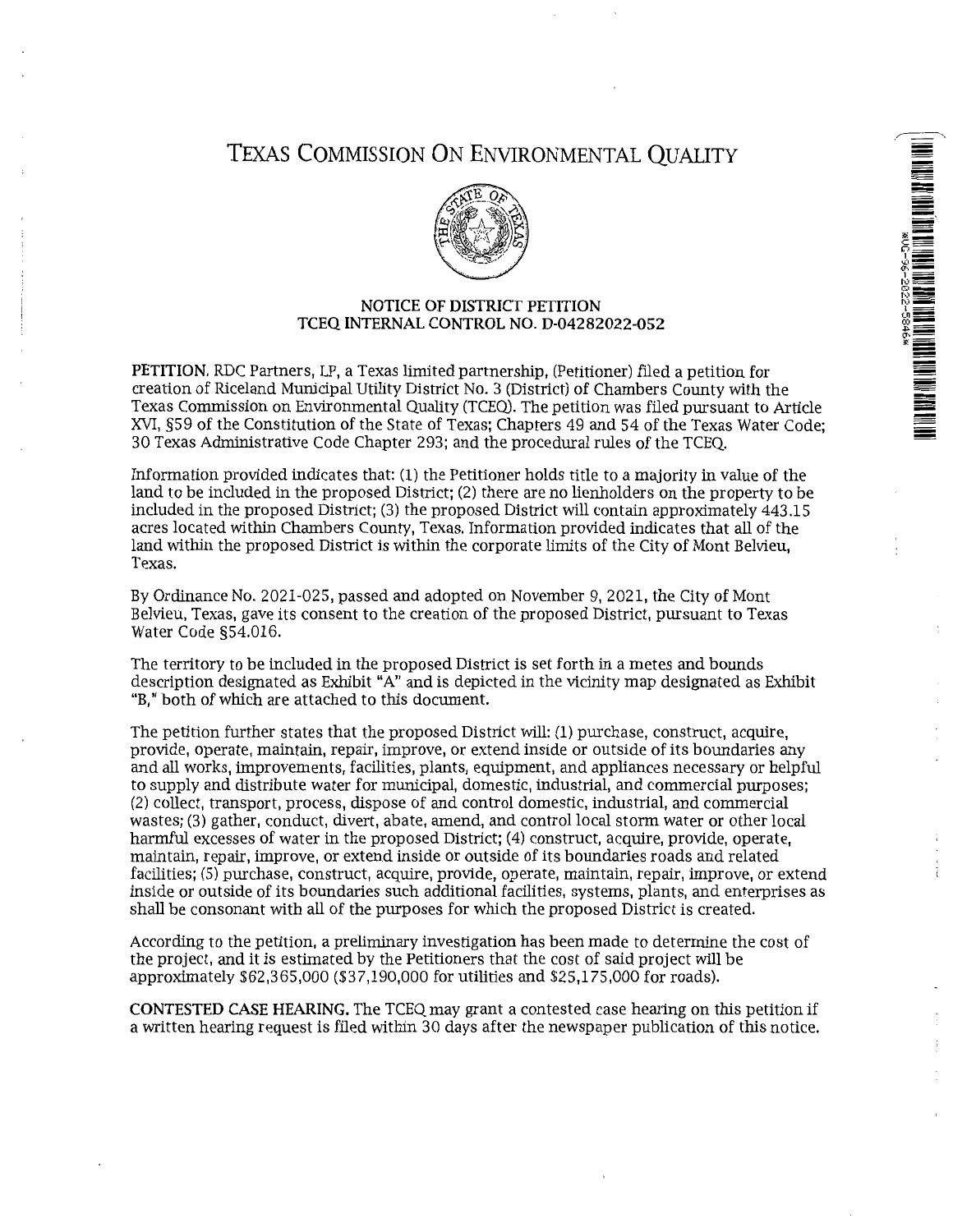# TEXAS COMMISSION ON ENVIRONMENTAL QUALITY

**NOTICE OF DISTRICT PETITION**
**TCEQ INTERNAL CONTROL NO. D-04282022-052**

**PETITION.** RDC Partners, LP, a Texas limited partnership, (Petitioner) filed a petition for creation of Riceland Municipal Utility District No. 3 (District) of Chambers County with the Texas Commission on Environmental Quality (TCEQ). The petition was filed pursuant to Article XVI, §59 of the Constitution of the State of Texas; Chapters 49 and 54 of the Texas Water Code; 30 Texas Administrative Code Chapter 293; and the procedural rules of the TCEQ.

Information provided indicates that: (1) the Petitioner holds title to a majority in value of the land to be included in the proposed District; (2) there are no lienholders on the property to be included in the proposed District; (3) the proposed District will contain approximately 443.15 acres located within Chambers County, Texas. Information provided indicates that all of the land within the proposed District is within the corporate limits of the City of Mont Belvieu, Texas.

By Ordinance No. 2021-025, passed and adopted on November 9, 2021, the City of Mont Belvieu, Texas, gave its consent to the creation of the proposed District, pursuant to Texas Water Code §54.016.

The territory to be included in the proposed District is set forth in a metes and bounds description designated as Exhibit "A" and is depicted in the vicinity map designated as Exhibit "B," both of which are attached to this document.

The petition further states that the proposed District will: (1) purchase, construct, acquire, provide, operate, maintain, repair, improve, or extend inside or outside of its boundaries any and all works, improvements, facilities, plants, equipment, and appliances necessary or helpful to supply and distribute water for municipal, domestic, industrial, and commercial purposes; (2) collect, transport, process, dispose of and control domestic, industrial, and commercial wastes; (3) gather, conduct, divert, abate, amend, and control local storm water or other local harmful excesses of water in the proposed District; (4) construct, acquire, provide, operate, maintain, repair, improve, or extend inside or outside of its boundaries roads and related facilities; (5) purchase, construct, acquire, provide, operate, maintain, repair, improve, or extend inside or outside of its boundaries such additional facilities, systems, plants, and enterprises as shall be consonant with all of the purposes for which the proposed District is created.

According to the petition, a preliminary investigation has been made to determine the cost of the project, and it is estimated by the Petitioners that the cost of said project will be approximately $62,365,000 ($37,190,000 for utilities and $25,175,000 for roads).

**CONTESTED CASE HEARING.** The TCEQ may grant a contested case hearing on this petition if a written hearing request is filed within 30 days after the newspaper publication of this notice.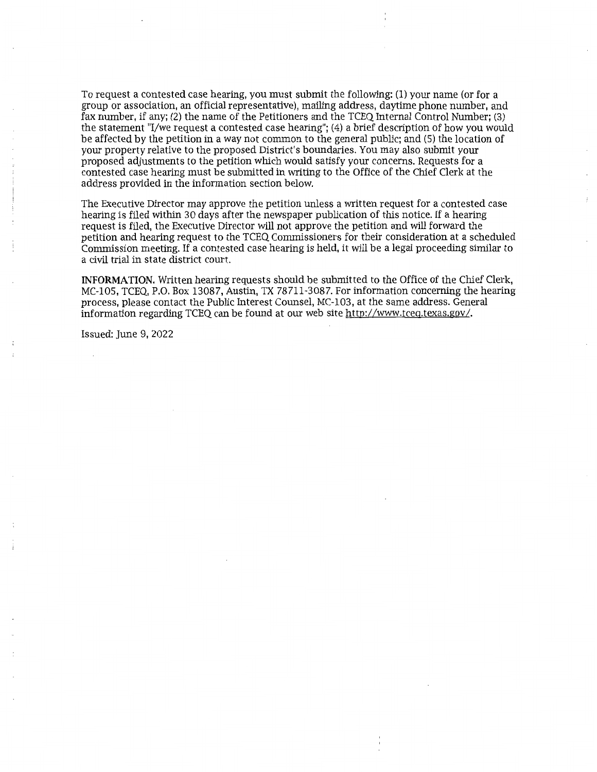To request a contested case hearing, you must submit the following: (1) your name (or for a group or association, an official representative), mailing address, daytime phone number, and fax number, if any; (2) the name of the Petitioners and the TCEQ Internal Control Number; (3) the statement "I/we request a contested case hearing"; (4) a brief description of how you would be affected by the petition in a way not common to the general public; and (5) the location of your property relative to the proposed District's boundaries. You may also submit your proposed adjustments to the petition which would satisfy your concerns. Requests for a contested case hearing must be submitted in writing to the Office of the Chief Clerk at the address provided in the information section below.

The Executive Director may approve the petition unless a written request for a contested case hearing is filed within 30 days after the newspaper publication of this notice. If a hearing request is filed, the Executive Director will not approve the petition and will forward the petition and hearing request to the TCEQ Commissioners for their consideration at a scheduled Commission meeting. If a contested case hearing is held, it will be a legal proceeding similar to a civil trial in state district court.

**INFORMATION.** Written hearing requests should be submitted to the Office of the Chief Clerk, MC-105, TCEQ, P.O. Box 13087, Austin, TX 78711-3087. For information concerning the hearing process, please contact the Public Interest Counsel, MC-103, at the same address. General information regarding TCEQ can be found at our web site http://www.tceq.texas.gov/.

Issued: June 9, 2022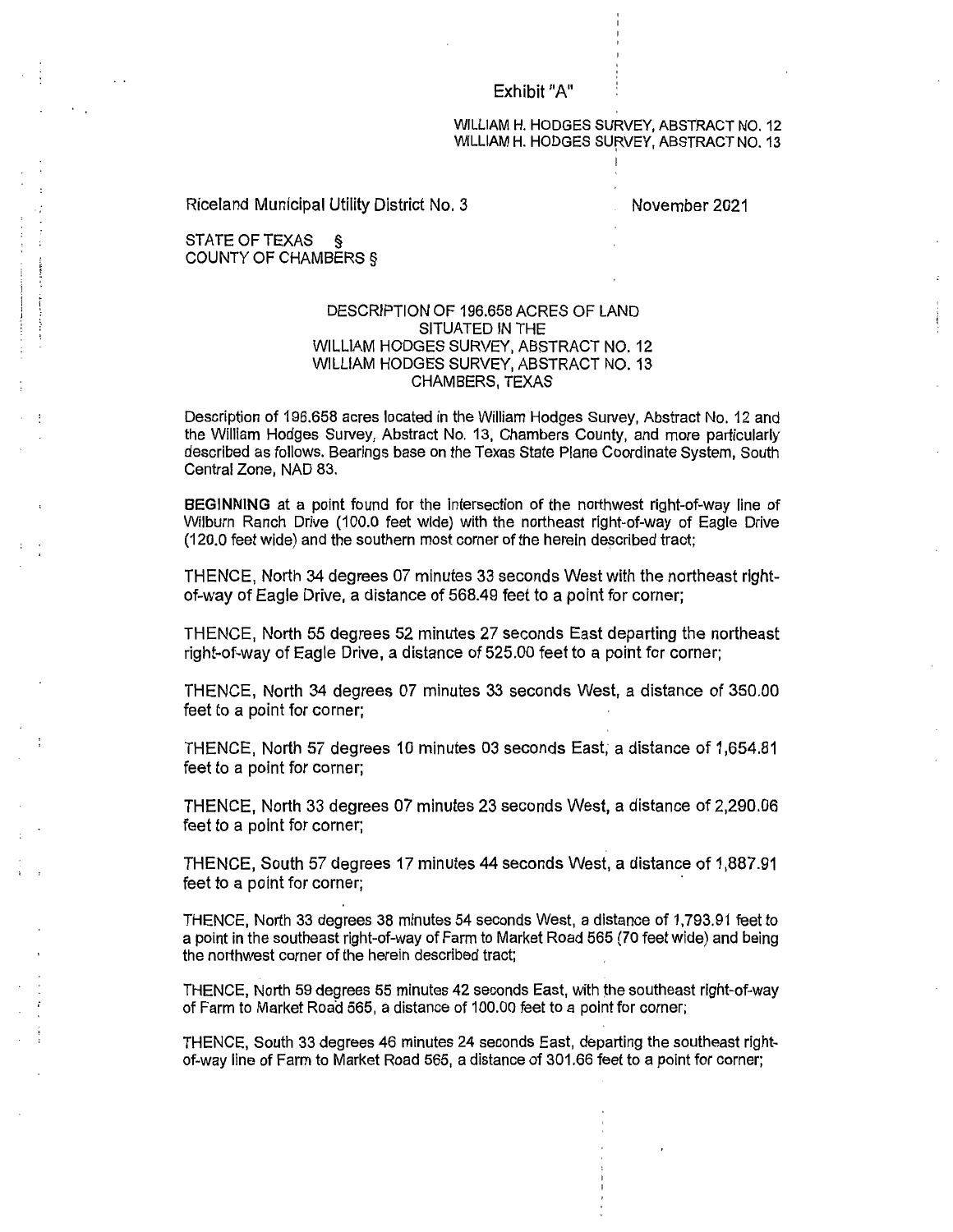Exhibit "A"

WILLIAM H. HODGES SURVEY, ABSTRACT NO. 12
WILLIAM H. HODGES SURVEY, ABSTRACT NO. 13

Riceland Municipal Utility District No. 3 November 2021

STATE OF TEXAS §
COUNTY OF CHAMBERS §

DESCRIPTION OF 196.658 ACRES OF LAND
SITUATED IN THE
WILLIAM HODGES SURVEY, ABSTRACT NO. 12
WILLIAM HODGES SURVEY, ABSTRACT NO. 13
CHAMBERS, TEXAS

Description of 196.658 acres located in the William Hodges Survey, Abstract No. 12 and the William Hodges Survey, Abstract No. 13, Chambers County, and more particularly described as follows. Bearings base on the Texas State Plane Coordinate System, South Central Zone, NAD 83.

**BEGINNING** at a point found for the intersection of the northwest right-of-way line of Wilburn Ranch Drive (100.0 feet wide) with the northeast right-of-way of Eagle Drive (120.0 feet wide) and the southern most corner of the herein described tract;

THENCE, North 34 degrees 07 minutes 33 seconds West with the northeast right-of-way of Eagle Drive, a distance of 568.49 feet to a point for corner;

THENCE, North 55 degrees 52 minutes 27 seconds East departing the northeast right-of-way of Eagle Drive, a distance of 525.00 feet to a point for corner;

THENCE, North 34 degrees 07 minutes 33 seconds West, a distance of 350.00 feet to a point for corner;

THENCE, North 57 degrees 10 minutes 03 seconds East, a distance of 1,654.81 feet to a point for corner;

THENCE, North 33 degrees 07 minutes 23 seconds West, a distance of 2,290.06 feet to a point for corner;

THENCE, South 57 degrees 17 minutes 44 seconds West, a distance of 1,887.91 feet to a point for corner;

THENCE, North 33 degrees 38 minutes 54 seconds West, a distance of 1,793.91 feet to a point in the southeast right-of-way of Farm to Market Road 565 (70 feet wide) and being the northwest corner of the herein described tract;

THENCE, North 59 degrees 55 minutes 42 seconds East, with the southeast right-of-way of Farm to Market Road 565, a distance of 100.00 feet to a point for corner;

THENCE, South 33 degrees 46 minutes 24 seconds East, departing the southeast right-of-way line of Farm to Market Road 565, a distance of 301.66 feet to a point for corner;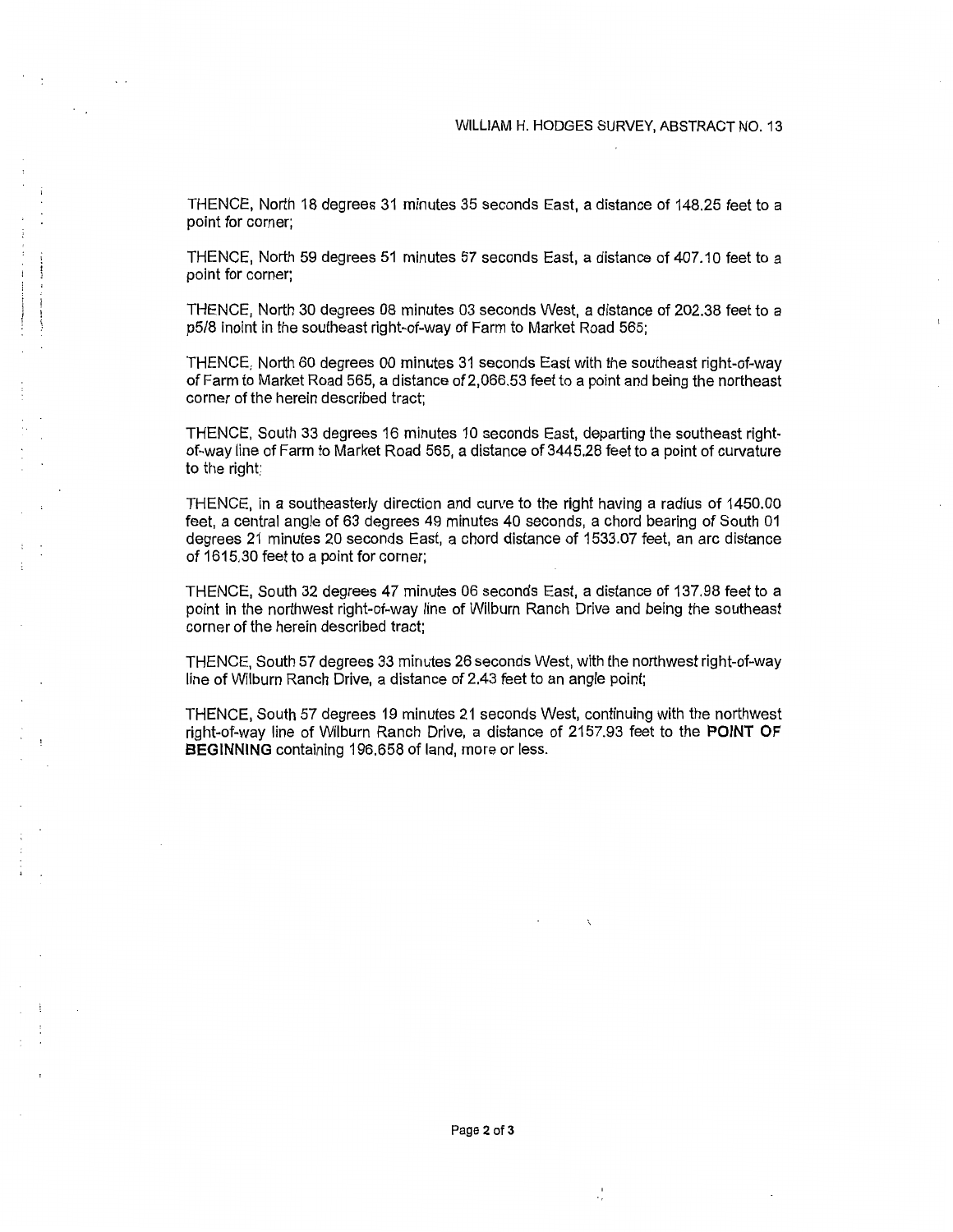THENCE, North 18 degrees 31 minutes 35 seconds East, a distance of 148.25 feet to a point for corner;

THENCE, North 59 degrees 51 minutes 57 seconds East, a distance of 407.10 feet to a point for corner;

THENCE, North 30 degrees 08 minutes 03 seconds West, a distance of 202.38 feet to a p5/8 inoint in the southeast right-of-way of Farm to Market Road 565;

THENCE, North 60 degrees 00 minutes 31 seconds East with the southeast right-of-way of Farm to Market Road 565, a distance of 2,066.53 feet to a point and being the northeast corner of the herein described tract;

THENCE, South 33 degrees 16 minutes 10 seconds East, departing the southeast right-of-way line of Farm to Market Road 565, a distance of 3445.28 feet to a point of curvature to the right;

THENCE, in a southeasterly direction and curve to the right having a radius of 1450.00 feet, a central angle of 63 degrees 49 minutes 40 seconds, a chord bearing of South 01 degrees 21 minutes 20 seconds East, a chord distance of 1533.07 feet, an arc distance of 1615.30 feet to a point for corner;

THENCE, South 32 degrees 47 minutes 06 seconds East, a distance of 137.98 feet to a point in the northwest right-of-way line of Wilburn Ranch Drive and being the southeast corner of the herein described tract;

THENCE, South 57 degrees 33 minutes 26 seconds West, with the northwest right-of-way line of Wilburn Ranch Drive, a distance of 2.43 feet to an angle point;

THENCE, South 57 degrees 19 minutes 21 seconds West, continuing with the northwest right-of-way line of Wilburn Ranch Drive, a distance of 2157.93 feet to the **POINT OF BEGINNING** containing 196.658 of land, more or less.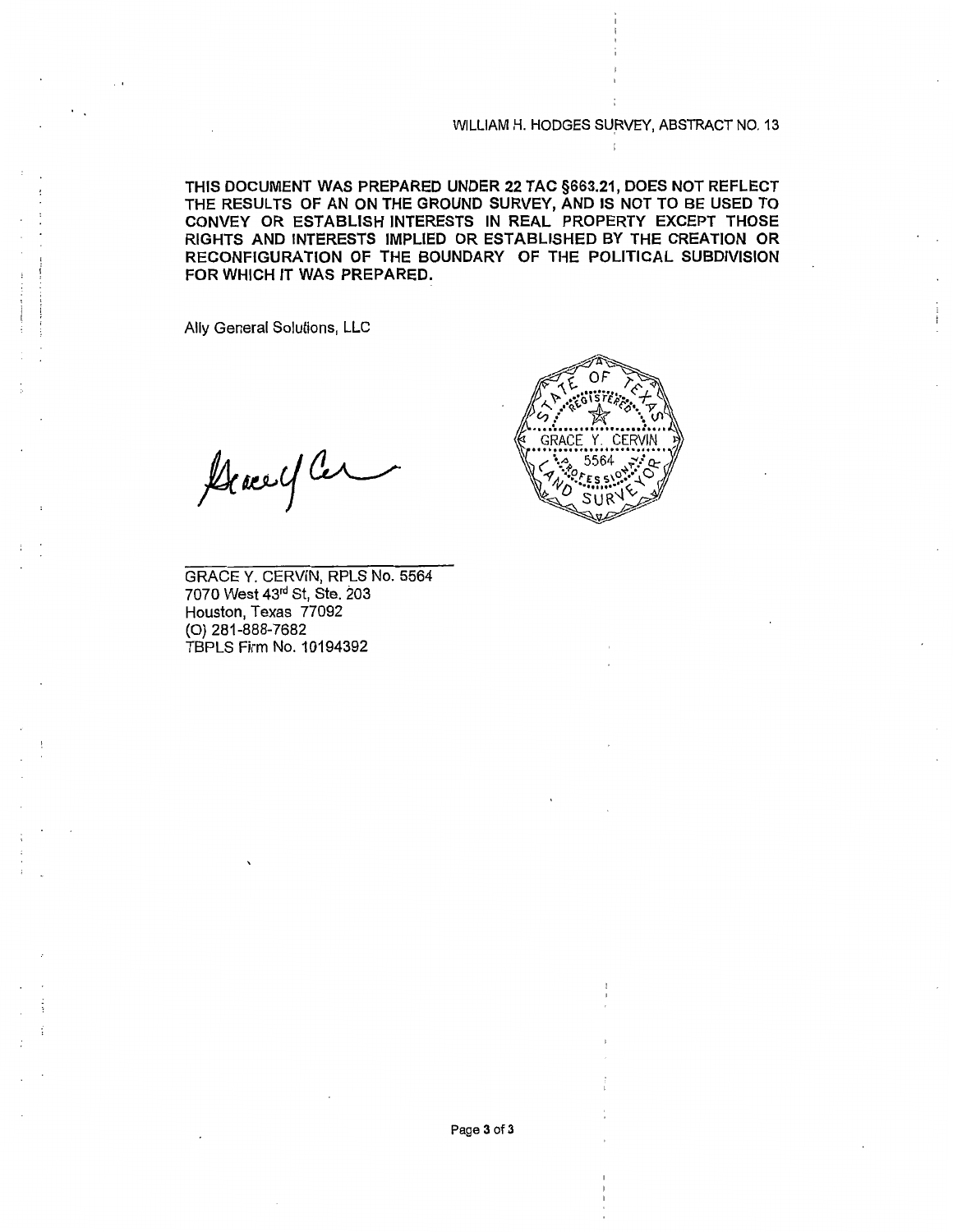WILLIAM H. HODGES SURVEY, ABSTRACT NO. 13

**THIS DOCUMENT WAS PREPARED UNDER 22 TAC §663.21, DOES NOT REFLECT THE RESULTS OF AN ON THE GROUND SURVEY, AND IS NOT TO BE USED TO CONVEY OR ESTABLISH INTERESTS IN REAL PROPERTY EXCEPT THOSE RIGHTS AND INTERESTS IMPLIED OR ESTABLISHED BY THE CREATION OR RECONFIGURATION OF THE BOUNDARY OF THE POLITICAL SUBDIVISION FOR WHICH IT WAS PREPARED.**

Ally General Solutions, LLC

STATE OF TEXAS
REGISTERED
GRACE Y. CERVIN
5564
PROFESSIONAL
LAND SURVEYOR

GRACE Y. CERVIN, RPLS No. 5564
7070 West 43rd St, Ste. 203
Houston, Texas 77092
(O) 281-888-7682
TBPLS Firm No. 10194392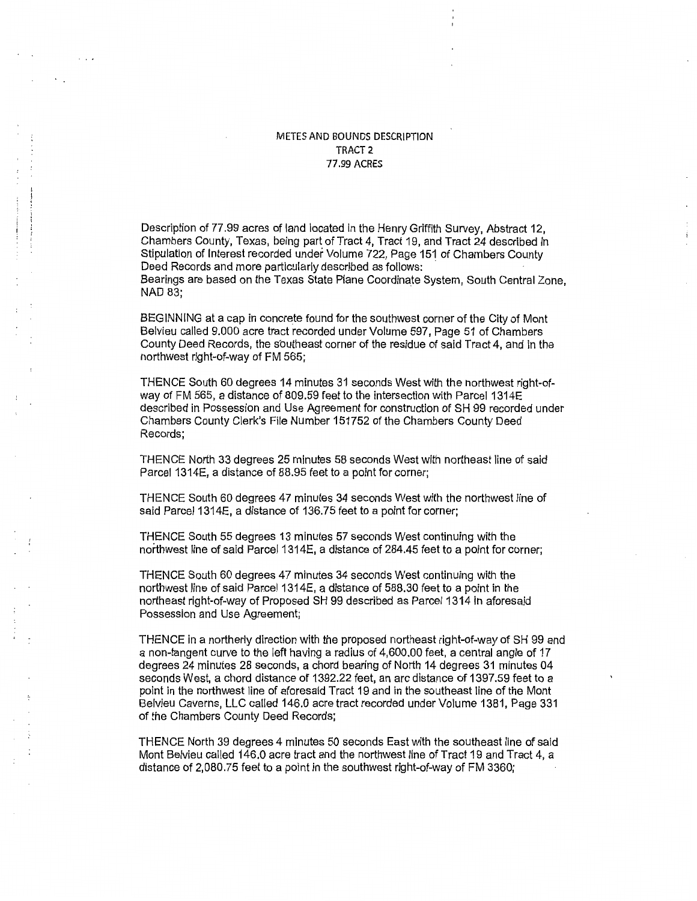# METES AND BOUNDS DESCRIPTION
## TRACT 2
## 77.99 ACRES

Description of 77.99 acres of land located in the Henry Griffith Survey, Abstract 12, Chambers County, Texas, being part of Tract 4, Tract 19, and Tract 24 described in Stipulation of Interest recorded under Volume 722, Page 151 of Chambers County Deed Records and more particularly described as follows:
Bearings are based on the Texas State Plane Coordinate System, South Central Zone, NAD 83;

BEGINNING at a cap in concrete found for the southwest corner of the City of Mont Belvieu called 9.000 acre tract recorded under Volume 597, Page 51 of Chambers County Deed Records, the southeast corner of the residue of said Tract 4, and in the northwest right-of-way of FM 565;

THENCE South 60 degrees 14 minutes 31 seconds West with the northwest right-of-way of FM 565, a distance of 809.59 feet to the intersection with Parcel 1314E described in Possession and Use Agreement for construction of SH 99 recorded under Chambers County Clerk's File Number 151752 of the Chambers County Deed Records;

THENCE North 33 degrees 25 minutes 58 seconds West with northeast line of said Parcel 1314E, a distance of 88.95 feet to a point for corner;

THENCE South 60 degrees 47 minutes 34 seconds West with the northwest line of said Parcel 1314E, a distance of 136.75 feet to a point for corner;

THENCE South 55 degrees 13 minutes 57 seconds West continuing with the northwest line of said Parcel 1314E, a distance of 284.45 feet to a point for corner;

THENCE South 60 degrees 47 minutes 34 seconds West continuing with the northwest line of said Parcel 1314E, a distance of 588.30 feet to a point in the northeast right-of-way of Proposed SH 99 described as Parcel 1314 in aforesaid Possession and Use Agreement;

THENCE in a northerly direction with the proposed northeast right-of-way of SH 99 and a non-tangent curve to the left having a radius of 4,600.00 feet, a central angle of 17 degrees 24 minutes 28 seconds, a chord bearing of North 14 degrees 31 minutes 04 seconds West, a chord distance of 1392.22 feet, an arc distance of 1397.59 feet to a point in the northwest line of aforesaid Tract 19 and in the southeast line of the Mont Belvieu Caverns, LLC called 146.0 acre tract recorded under Volume 1381, Page 331 of the Chambers County Deed Records;

THENCE North 39 degrees 4 minutes 50 seconds East with the southeast line of said Mont Belvieu called 146.0 acre tract and the northwest line of Tract 19 and Tract 4, a distance of 2,080.75 feet to a point in the southwest right-of-way of FM 3360;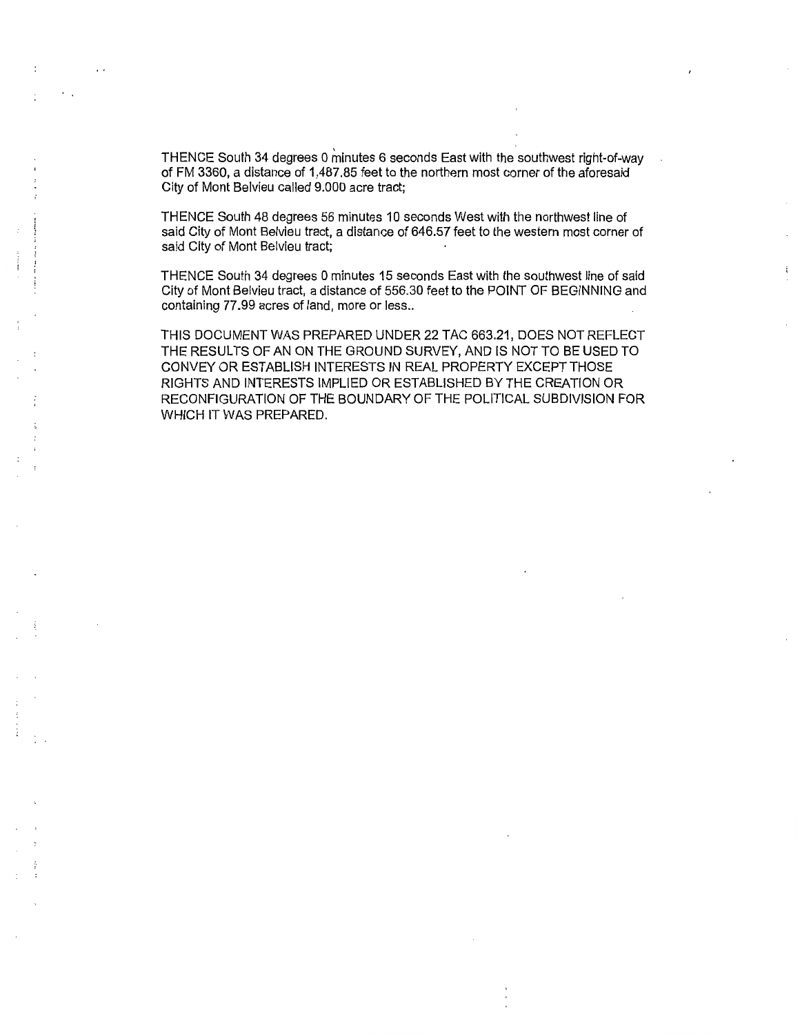THENCE South 34 degrees 0 minutes 6 seconds East with the southwest right-of-way of FM 3360, a distance of 1,487.85 feet to the northern most corner of the aforesaid City of Mont Belvieu called 9.000 acre tract;

THENCE South 48 degrees 56 minutes 10 seconds West with the northwest line of said City of Mont Belvieu tract, a distance of 646.57 feet to the western most corner of said City of Mont Belvieu tract;

THENCE South 34 degrees 0 minutes 15 seconds East with the southwest line of said City of Mont Belvieu tract, a distance of 556.30 feet to the POINT OF BEGINNING and containing 77.99 acres of land, more or less..

THIS DOCUMENT WAS PREPARED UNDER 22 TAC 663.21, DOES NOT REFLECT THE RESULTS OF AN ON THE GROUND SURVEY, AND IS NOT TO BE USED TO CONVEY OR ESTABLISH INTERESTS IN REAL PROPERTY EXCEPT THOSE RIGHTS AND INTERESTS IMPLIED OR ESTABLISHED BY THE CREATION OR RECONFIGURATION OF THE BOUNDARY OF THE POLITICAL SUBDIVISION FOR WHICH IT WAS PREPARED.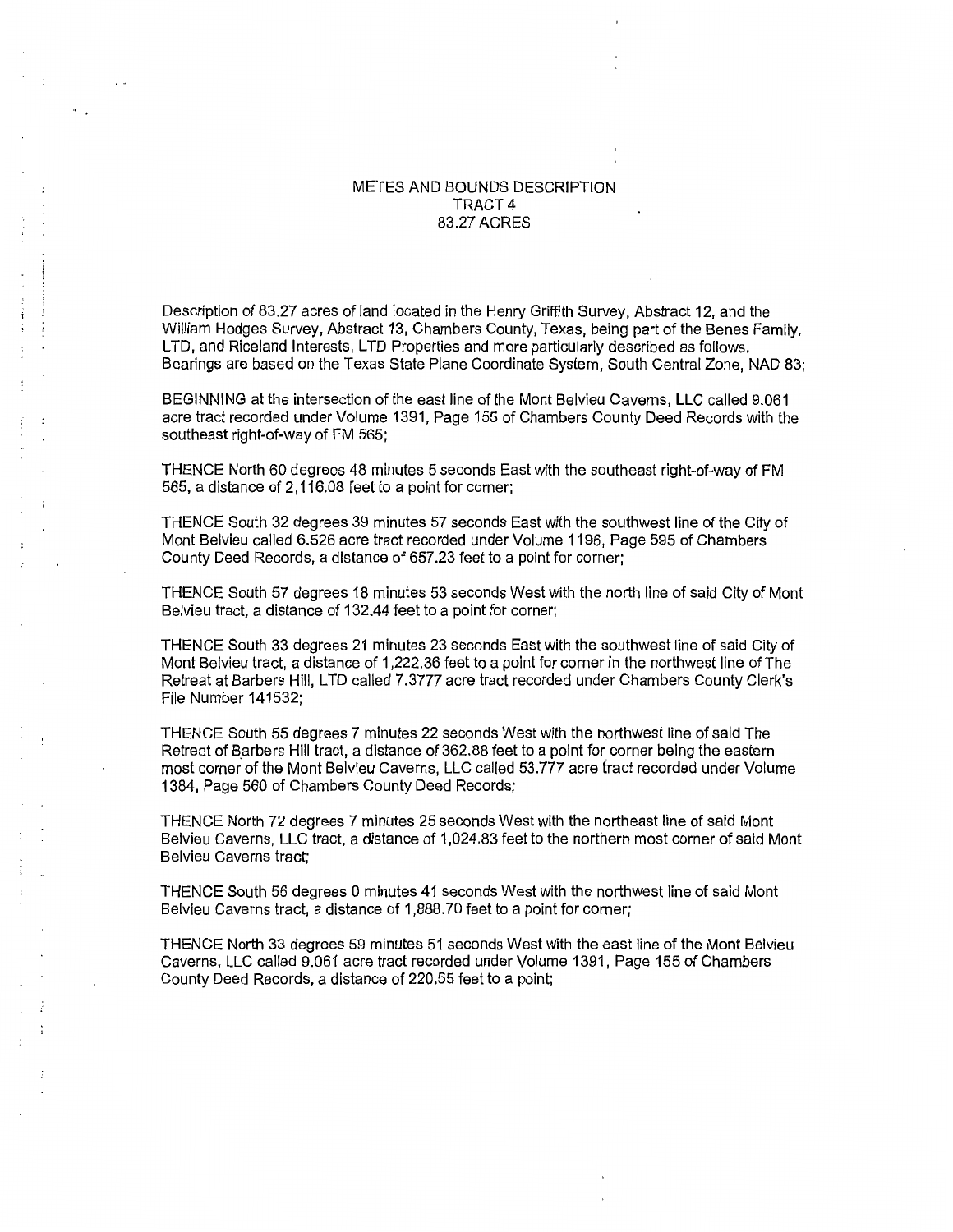# METES AND BOUNDS DESCRIPTION
## TRACT 4
## 83.27 ACRES

Description of 83.27 acres of land located in the Henry Griffith Survey, Abstract 12, and the William Hodges Survey, Abstract 13, Chambers County, Texas, being part of the Benes Family, LTD, and Riceland Interests, LTD Properties and more particularly described as follows. Bearings are based on the Texas State Plane Coordinate System, South Central Zone, NAD 83;

BEGINNING at the intersection of the east line of the Mont Belvieu Caverns, LLC called 9.061 acre tract recorded under Volume 1391, Page 155 of Chambers County Deed Records with the southeast right-of-way of FM 565;

THENCE North 60 degrees 48 minutes 5 seconds East with the southeast right-of-way of FM 565, a distance of 2,116.08 feet to a point for corner;

THENCE South 32 degrees 39 minutes 57 seconds East with the southwest line of the City of Mont Belvieu called 6.526 acre tract recorded under Volume 1196, Page 595 of Chambers County Deed Records, a distance of 657.23 feet to a point for corner;

THENCE South 57 degrees 18 minutes 53 seconds West with the north line of said City of Mont Belvieu tract, a distance of 132.44 feet to a point for corner;

THENCE South 33 degrees 21 minutes 23 seconds East with the southwest line of said City of Mont Belvieu tract, a distance of 1,222.36 feet to a point for corner in the northwest line of The Retreat at Barbers Hill, LTD called 7.3777 acre tract recorded under Chambers County Clerk's File Number 141532;

THENCE South 55 degrees 7 minutes 22 seconds West with the northwest line of said The Retreat of Barbers Hill tract, a distance of 362.88 feet to a point for corner being the eastern most corner of the Mont Belvieu Caverns, LLC called 53.777 acre tract recorded under Volume 1384, Page 560 of Chambers County Deed Records;

THENCE North 72 degrees 7 minutes 25 seconds West with the northeast line of said Mont Belvieu Caverns, LLC tract, a distance of 1,024.83 feet to the northern most corner of said Mont Belvieu Caverns tract;

THENCE South 56 degrees 0 minutes 41 seconds West with the northwest line of said Mont Belvieu Caverns tract, a distance of 1,888.70 feet to a point for corner;

THENCE North 33 degrees 59 minutes 51 seconds West with the east line of the Mont Belvieu Caverns, LLC called 9.061 acre tract recorded under Volume 1391, Page 155 of Chambers County Deed Records, a distance of 220.55 feet to a point;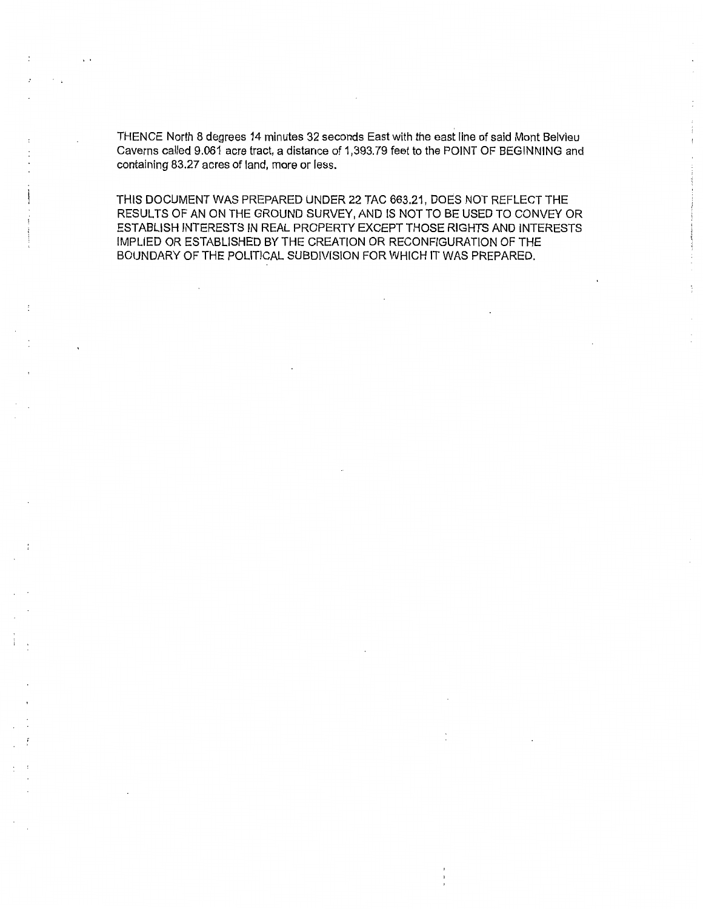THENCE North 8 degrees 14 minutes 32 seconds East with the east line of said Mont Belvieu Caverns called 9.061 acre tract, a distance of 1,393.79 feet to the POINT OF BEGINNING and containing 83.27 acres of land, more or less.

THIS DOCUMENT WAS PREPARED UNDER 22 TAC 663.21, DOES NOT REFLECT THE RESULTS OF AN ON THE GROUND SURVEY, AND IS NOT TO BE USED TO CONVEY OR ESTABLISH INTERESTS IN REAL PROPERTY EXCEPT THOSE RIGHTS AND INTERESTS IMPLIED OR ESTABLISHED BY THE CREATION OR RECONFIGURATION OF THE BOUNDARY OF THE POLITICAL SUBDIVISION FOR WHICH IT WAS PREPARED.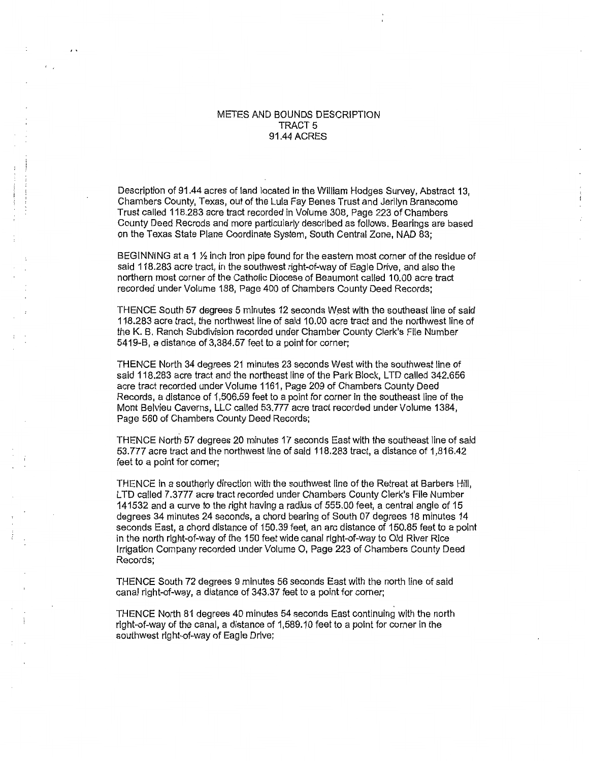# METES AND BOUNDS DESCRIPTION
## TRACT 5
## 91.44 ACRES

Description of 91.44 acres of land located in the William Hodges Survey, Abstract 13, Chambers County, Texas, out of the Lula Fay Benes Trust and Jerilyn Branscome Trust called 118.283 acre tract recorded in Volume 308, Page 223 of Chambers County Deed Recrods and more particularly described as follows. Bearings are based on the Texas State Plane Coordinate System, South Central Zone, NAD 83;

BEGINNING at a 1 ½ inch iron pipe found for the eastern most corner of the residue of said 118.283 acre tract, in the southwest right-of-way of Eagle Drive, and also the northern most corner of the Catholic Diocese of Beaumont called 10.00 acre tract recorded under Volume 188, Page 400 of Chambers County Deed Records;

THENCE South 57 degrees 5 minutes 12 seconds West with the southeast line of said 118.283 acre tract, the northwest line of said 10.00 acre tract and the northwest line of the K. B. Ranch Subdivision recorded under Chamber County Clerk's File Number 5419-B, a distance of 3,384.57 feet to a point for corner;

THENCE North 34 degrees 21 minutes 23 seconds West with the southwest line of said 118.283 acre tract and the northeast line of the Park Block, LTD called 342.656 acre tract recorded under Volume 1161, Page 209 of Chambers County Deed Records, a distance of 1,506.59 feet to a point for corner in the southeast line of the Mont Belvieu Caverns, LLC called 53.777 acre tract recorded under Volume 1384, Page 560 of Chambers County Deed Records;

THENCE North 57 degrees 20 minutes 17 seconds East with the southeast line of said 53.777 acre tract and the northwest line of said 118.283 tract, a distance of 1,816.42 feet to a point for corner;

THENCE in a southerly direction with the southwest line of the Retreat at Barbers Hill, LTD called 7.3777 acre tract recorded under Chambers County Clerk's File Number 141532 and a curve to the right having a radius of 555.00 feet, a central angle of 15 degrees 34 minutes 24 seconds, a chord bearing of South 07 degrees 18 minutes 14 seconds East, a chord distance of 150.39 feet, an arc distance of 150.85 feet to a point in the north right-of-way of the 150 feet wide canal right-of-way to Old River Rice Irrigation Company recorded under Volume O, Page 223 of Chambers County Deed Records;

THENCE South 72 degrees 9 minutes 56 seconds East with the north line of said canal right-of-way, a distance of 343.37 feet to a point for corner;

THENCE North 81 degrees 40 minutes 54 seconds East continuing with the north right-of-way of the canal, a distance of 1,589.10 feet to a point for corner in the southwest right-of-way of Eagle Drive;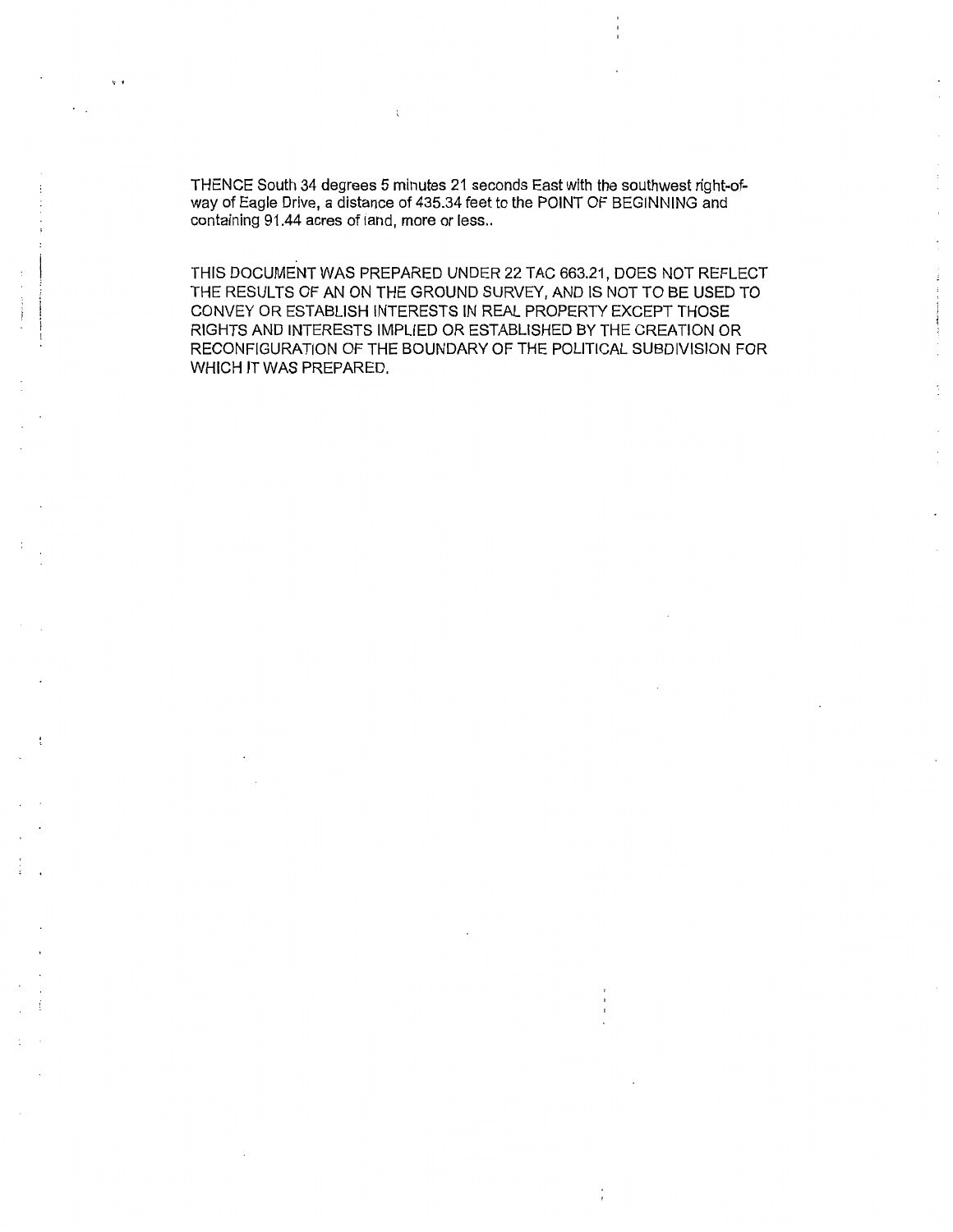THENCE South 34 degrees 5 minutes 21 seconds East with the southwest right-of-way of Eagle Drive, a distance of 435.34 feet to the POINT OF BEGINNING and containing 91.44 acres of land, more or less..

THIS DOCUMENT WAS PREPARED UNDER 22 TAC 663.21, DOES NOT REFLECT THE RESULTS OF AN ON THE GROUND SURVEY, AND IS NOT TO BE USED TO CONVEY OR ESTABLISH INTERESTS IN REAL PROPERTY EXCEPT THOSE RIGHTS AND INTERESTS IMPLIED OR ESTABLISHED BY THE CREATION OR RECONFIGURATION OF THE BOUNDARY OF THE POLITICAL SUBDIVISION FOR WHICH IT WAS PREPARED.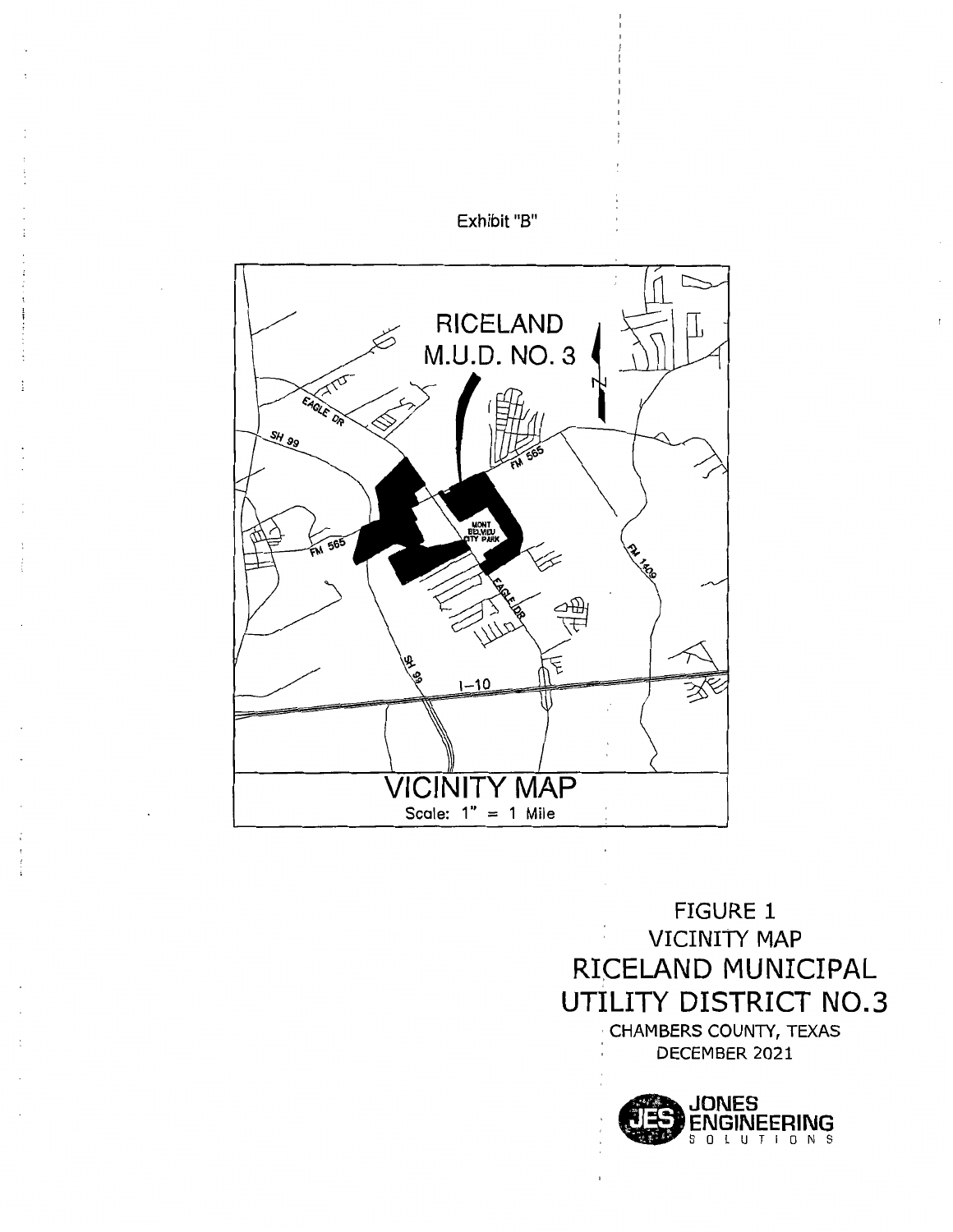Exhibit "B"

RICELAND M.U.D. NO. 3

VICINITY MAP

Scale: 1" = 1 Mile

FIGURE 1
VICINITY MAP
RICELAND MUNICIPAL UTILITY DISTRICT NO.3
CHAMBERS COUNTY, TEXAS
DECEMBER 2021

JONES ENGINEERING SOLUTIONS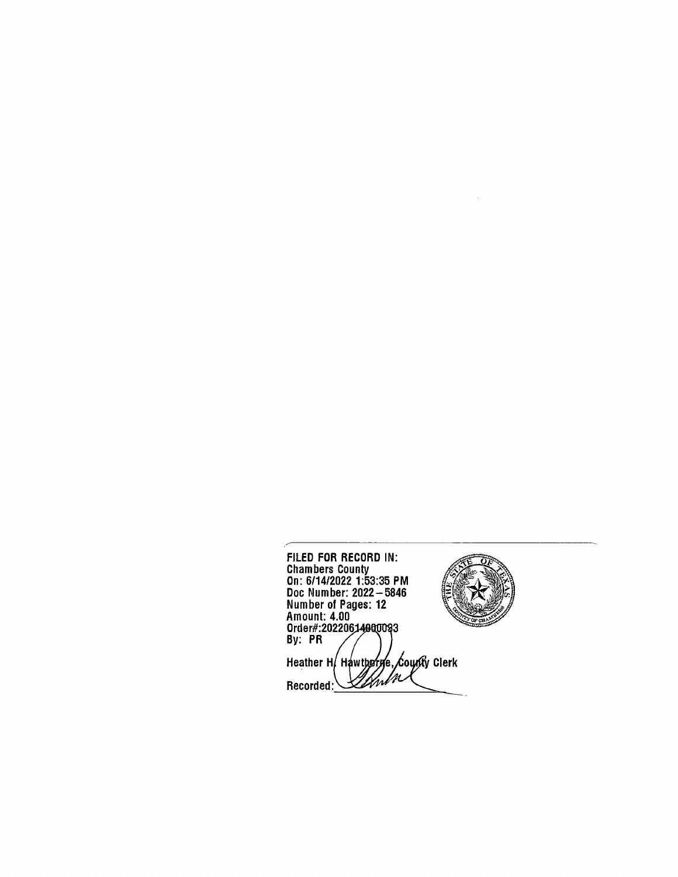FILED FOR RECORD IN:
Chambers County
On: 6/14/2022 1:53:35 PM
Doc Number: 2022 – 5846
Number of Pages: 12
Amount: 4.00
Order#:20220614000033
By: PR

Heather H. Hawthorne, County Clerk

Recorded: